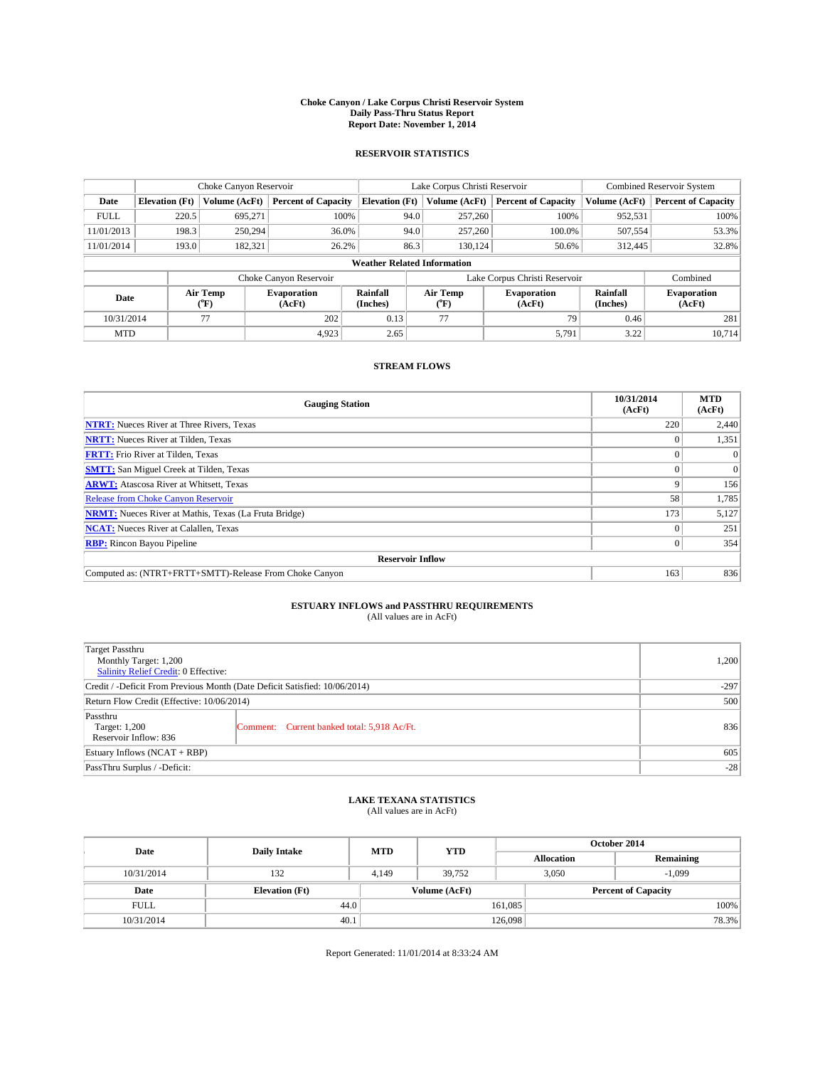# Choke Canyon / Lake Corpus Christi Reservoir System
## Daily Pass-Thru Status Report
## Report Date: November 1, 2014

### RESERVOIR STATISTICS

| | Choke Canyon Reservoir | | | Lake Corpus Christi Reservoir | | | Combined Reservoir System | |
|---|---|---|---|---|---|---|---|---|
| Date | Elevation (Ft) | Volume (AcFt) | Percent of Capacity | Elevation (Ft) | Volume (AcFt) | Percent of Capacity | Volume (AcFt) | Percent of Capacity |
| FULL | 220.5 | 695,271 | 100% | 94.0 | 257,260 | 100% | 952,531 | 100% |
| 11/01/2013 | 198.3 | 250,294 | 36.0% | 94.0 | 257,260 | 100.0% | 507,554 | 53.3% |
| 11/01/2014 | 193.0 | 182,321 | 26.2% | 86.3 | 130,124 | 50.6% | 312,445 | 32.8% |

**Weather Related Information**

| | Choke Canyon Reservoir | | | Lake Corpus Christi Reservoir | | | Combined |
|---|---|---|---|---|---|---|---|
| Date | Air Temp (°F) | Evaporation (AcFt) | Rainfall (Inches) | Air Temp (°F) | Evaporation (AcFt) | Rainfall (Inches) | Evaporation (AcFt) |
| 10/31/2014 | 77 | 202 | 0.13 | 77 | 79 | 0.46 | 281 |
| MTD | | 4,923 | 2.65 | | 5,791 | 3.22 | 10,714 |

### STREAM FLOWS

| Gauging Station | 10/31/2014 (AcFt) | MTD (AcFt) |
|---|---|---|
| NTRT: Nueces River at Three Rivers, Texas | 220 | 2,440 |
| NRTT: Nueces River at Tilden, Texas | 0 | 1,351 |
| FRTT: Frio River at Tilden, Texas | 0 | 0 |
| SMTT: San Miguel Creek at Tilden, Texas | 0 | 0 |
| ARWT: Atascosa River at Whitsett, Texas | 9 | 156 |
| Release from Choke Canyon Reservoir | 58 | 1,785 |
| NRMT: Nueces River at Mathis, Texas (La Fruta Bridge) | 173 | 5,127 |
| NCAT: Nueces River at Calallen, Texas | 0 | 251 |
| RBP: Rincon Bayou Pipeline | 0 | 354 |
| **Reservoir Inflow** | | |
| Computed as: (NTRT+FRTT+SMTT)-Release From Choke Canyon | 163 | 836 |

### ESTUARY INFLOWS and PASSTHRU REQUIREMENTS
(All values are in AcFt)

| | | |
|---|---|---|
| Target Passthru<br>Monthly Target: 1,200<br>Salinity Relief Credit: 0 Effective: | | 1,200 |
| Credit / -Deficit From Previous Month (Date Deficit Satisfied: 10/06/2014) | | -297 |
| Return Flow Credit (Effective: 10/06/2014) | | 500 |
| Passthru<br>Target: 1,200<br>Reservoir Inflow: 836 | Comment: Current banked total: 5,918 Ac/Ft. | 836 |
| Estuary Inflows (NCAT + RBP) | | 605 |
| PassThru Surplus / -Deficit: | | -28 |

### LAKE TEXANA STATISTICS
(All values are in AcFt)

| Date | Daily Intake | MTD | YTD | October 2014 Allocation | October 2014 Remaining |
|---|---|---|---|---|---|
| 10/31/2014 | 132 | 4,149 | 39,752 | 3,050 | -1,099 |

| Date | Elevation (Ft) | Volume (AcFt) | Percent of Capacity |
|---|---|---|---|
| FULL | 44.0 | 161,085 | 100% |
| 10/31/2014 | 40.1 | 126,098 | 78.3% |

Report Generated: 11/01/2014 at 8:33:24 AM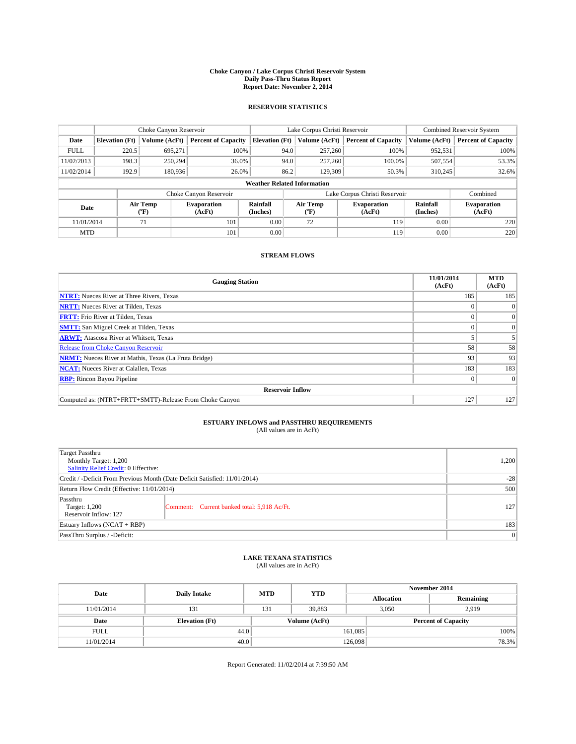# Choke Canyon / Lake Corpus Christi Reservoir System
## Daily Pass-Thru Status Report
## Report Date: November 2, 2014

### RESERVOIR STATISTICS

| | Choke Canyon Reservoir | | | Lake Corpus Christi Reservoir | | | Combined Reservoir System | |
|---|---|---|---|---|---|---|---|---|
| Date | Elevation (Ft) | Volume (AcFt) | Percent of Capacity | Elevation (Ft) | Volume (AcFt) | Percent of Capacity | Volume (AcFt) | Percent of Capacity |
| FULL | 220.5 | 695,271 | 100% | 94.0 | 257,260 | 100% | 952,531 | 100% |
| 11/02/2013 | 198.3 | 250,294 | 36.0% | 94.0 | 257,260 | 100.0% | 507,554 | 53.3% |
| 11/02/2014 | 192.9 | 180,936 | 26.0% | 86.2 | 129,309 | 50.3% | 310,245 | 32.6% |

**Weather Related Information**

| | Choke Canyon Reservoir | | | Lake Corpus Christi Reservoir | | | Combined |
|---|---|---|---|---|---|---|---|
| Date | Air Temp (°F) | Evaporation (AcFt) | Rainfall (Inches) | Air Temp (°F) | Evaporation (AcFt) | Rainfall (Inches) | Evaporation (AcFt) |
| 11/01/2014 | 71 | 101 | 0.00 | 72 | 119 | 0.00 | 220 |
| MTD | | 101 | 0.00 | | 119 | 0.00 | 220 |

### STREAM FLOWS

| Gauging Station | 11/01/2014 (AcFt) | MTD (AcFt) |
|---|---|---|
| NTRT: Nueces River at Three Rivers, Texas | 185 | 185 |
| NRTT: Nueces River at Tilden, Texas | 0 | 0 |
| FRTT: Frio River at Tilden, Texas | 0 | 0 |
| SMTT: San Miguel Creek at Tilden, Texas | 0 | 0 |
| ARWT: Atascosa River at Whitsett, Texas | 5 | 5 |
| Release from Choke Canyon Reservoir | 58 | 58 |
| NRMT: Nueces River at Mathis, Texas (La Fruta Bridge) | 93 | 93 |
| NCAT: Nueces River at Calallen, Texas | 183 | 183 |
| RBP: Rincon Bayou Pipeline | 0 | 0 |
| **Reservoir Inflow** | | |
| Computed as: (NTRT+FRTT+SMTT)-Release From Choke Canyon | 127 | 127 |

### ESTUARY INFLOWS and PASSTHRU REQUIREMENTS
(All values are in AcFt)

| | | |
|---|---|---|
| Target Passthru<br>Monthly Target: 1,200<br>Salinity Relief Credit: 0 Effective: | | 1,200 |
| Credit / -Deficit From Previous Month (Date Deficit Satisfied: 11/01/2014) | | -28 |
| Return Flow Credit (Effective: 11/01/2014) | | 500 |
| Passthru<br>Target: 1,200<br>Reservoir Inflow: 127 | Comment: Current banked total: 5,918 Ac/Ft. | 127 |
| Estuary Inflows (NCAT + RBP) | | 183 |
| PassThru Surplus / -Deficit: | | 0 |

### LAKE TEXANA STATISTICS
(All values are in AcFt)

| Date | Daily Intake | MTD | YTD | November 2014 Allocation | November 2014 Remaining |
|---|---|---|---|---|---|
| 11/01/2014 | 131 | 131 | 39,883 | 3,050 | 2,919 |

| Date | Elevation (Ft) | Volume (AcFt) | Percent of Capacity |
|---|---|---|---|
| FULL | 44.0 | 161,085 | 100% |
| 11/01/2014 | 40.0 | 126,098 | 78.3% |

Report Generated: 11/02/2014 at 7:39:50 AM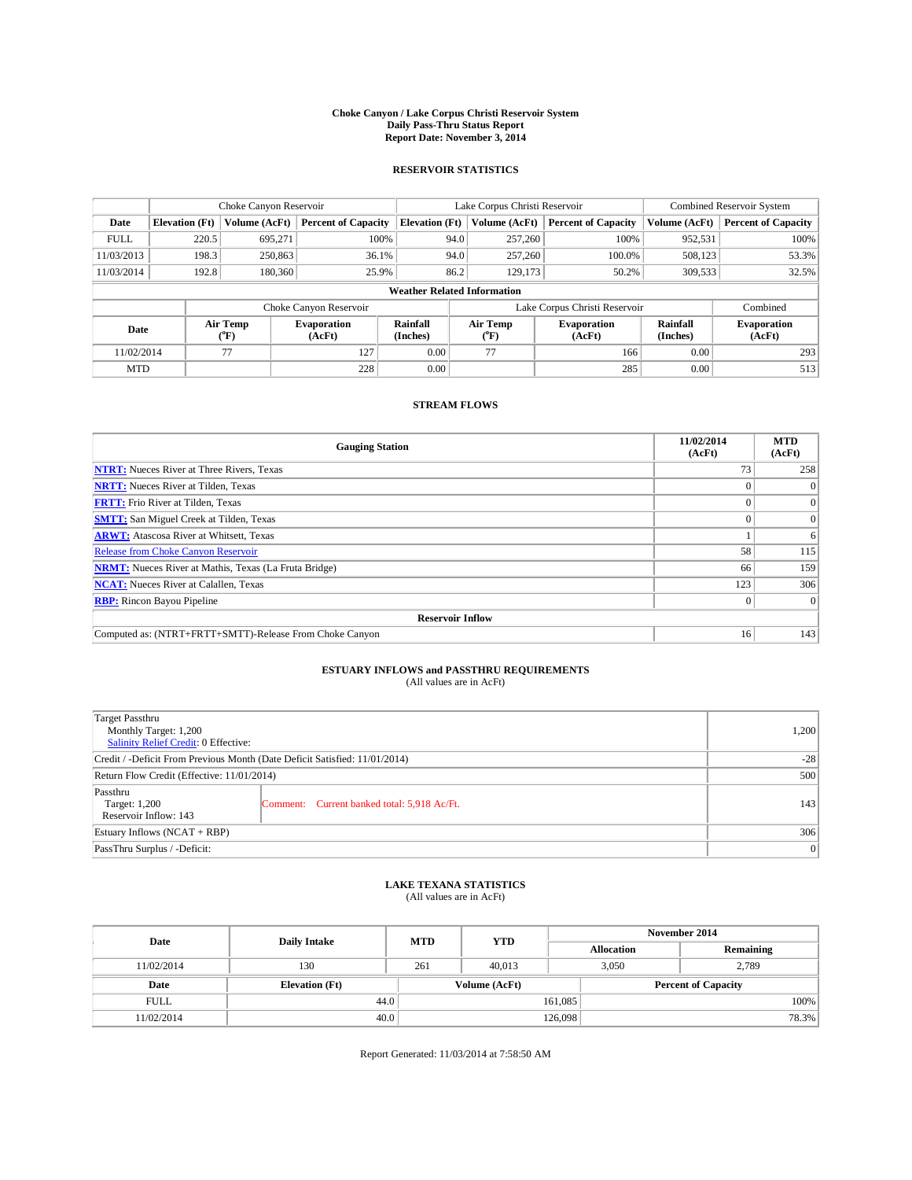# Choke Canyon / Lake Corpus Christi Reservoir System
## Daily Pass-Thru Status Report
### Report Date: November 3, 2014

## RESERVOIR STATISTICS

| | Choke Canyon Reservoir | | | Lake Corpus Christi Reservoir | | | Combined Reservoir System | |
|---|---|---|---|---|---|---|---|---|
| Date | Elevation (Ft) | Volume (AcFt) | Percent of Capacity | Elevation (Ft) | Volume (AcFt) | Percent of Capacity | Volume (AcFt) | Percent of Capacity |
| FULL | 220.5 | 695,271 | 100% | 94.0 | 257,260 | 100% | 952,531 | 100% |
| 11/03/2013 | 198.3 | 250,863 | 36.1% | 94.0 | 257,260 | 100.0% | 508,123 | 53.3% |
| 11/03/2014 | 192.8 | 180,360 | 25.9% | 86.2 | 129,173 | 50.2% | 309,533 | 32.5% |

**Weather Related Information**

| | Choke Canyon Reservoir | | | Lake Corpus Christi Reservoir | | | Combined |
|---|---|---|---|---|---|---|---|
| Date | Air Temp (°F) | Evaporation (AcFt) | Rainfall (Inches) | Air Temp (°F) | Evaporation (AcFt) | Rainfall (Inches) | Evaporation (AcFt) |
| 11/02/2014 | 77 | 127 | 0.00 | 77 | 166 | 0.00 | 293 |
| MTD | | 228 | 0.00 | | 285 | 0.00 | 513 |

## STREAM FLOWS

| Gauging Station | 11/02/2014 (AcFt) | MTD (AcFt) |
|---|---|---|
| NTRT: Nueces River at Three Rivers, Texas | 73 | 258 |
| NRTT: Nueces River at Tilden, Texas | 0 | 0 |
| FRTT: Frio River at Tilden, Texas | 0 | 0 |
| SMTT: San Miguel Creek at Tilden, Texas | 0 | 0 |
| ARWT: Atascosa River at Whitsett, Texas | 1 | 6 |
| Release from Choke Canyon Reservoir | 58 | 115 |
| NRMT: Nueces River at Mathis, Texas (La Fruta Bridge) | 66 | 159 |
| NCAT: Nueces River at Calallen, Texas | 123 | 306 |
| RBP: Rincon Bayou Pipeline | 0 | 0 |
| **Reservoir Inflow** | | |
| Computed as: (NTRT+FRTT+SMTT)-Release From Choke Canyon | 16 | 143 |

## ESTUARY INFLOWS and PASSTHRU REQUIREMENTS
(All values are in AcFt)

| | | |
|---|---|---|
| Target Passthru<br>Monthly Target: 1,200<br>Salinity Relief Credit: 0 Effective: | | 1,200 |
| Credit / -Deficit From Previous Month (Date Deficit Satisfied: 11/01/2014) | | -28 |
| Return Flow Credit (Effective: 11/01/2014) | | 500 |
| Passthru<br>Target: 1,200<br>Reservoir Inflow: 143 | Comment: Current banked total: 5,918 Ac/Ft. | 143 |
| Estuary Inflows (NCAT + RBP) | | 306 |
| PassThru Surplus / -Deficit: | | 0 |

## LAKE TEXANA STATISTICS
(All values are in AcFt)

| Date | Daily Intake | MTD | YTD | November 2014 Allocation | November 2014 Remaining |
|---|---|---|---|---|---|
| 11/02/2014 | 130 | 261 | 40,013 | 3,050 | 2,789 |

| Date | Elevation (Ft) | Volume (AcFt) | Percent of Capacity |
|---|---|---|---|
| FULL | 44.0 | 161,085 | 100% |
| 11/02/2014 | 40.0 | 126,098 | 78.3% |

Report Generated: 11/03/2014 at 7:58:50 AM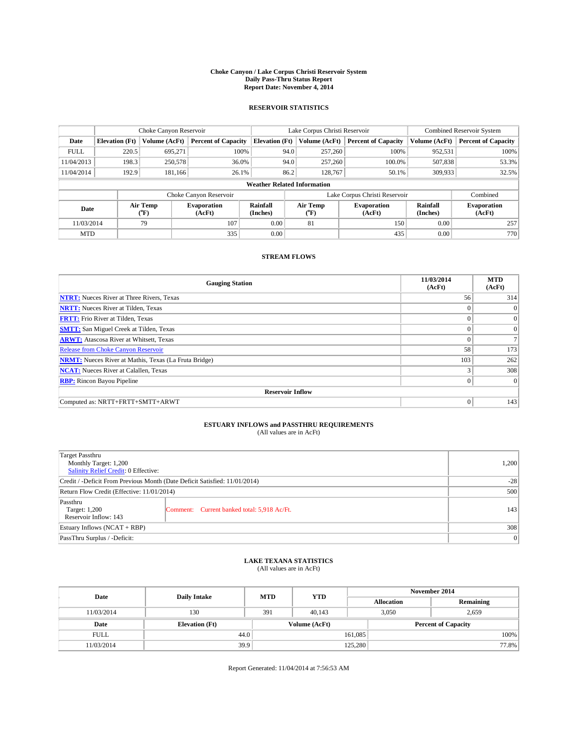**Choke Canyon / Lake Corpus Christi Reservoir System**
**Daily Pass-Thru Status Report**
**Report Date: November 4, 2014**

## RESERVOIR STATISTICS

| | Choke Canyon Reservoir | | | Lake Corpus Christi Reservoir | | | Combined Reservoir System | |
|---|---|---|---|---|---|---|---|---|
| Date | Elevation (Ft) | Volume (AcFt) | Percent of Capacity | Elevation (Ft) | Volume (AcFt) | Percent of Capacity | Volume (AcFt) | Percent of Capacity |
| FULL | 220.5 | 695,271 | 100% | 94.0 | 257,260 | 100% | 952,531 | 100% |
| 11/04/2013 | 198.3 | 250,578 | 36.0% | 94.0 | 257,260 | 100.0% | 507,838 | 53.3% |
| 11/04/2014 | 192.9 | 181,166 | 26.1% | 86.2 | 128,767 | 50.1% | 309,933 | 32.5% |

**Weather Related Information**

| | Choke Canyon Reservoir | | | Lake Corpus Christi Reservoir | | | Combined |
|---|---|---|---|---|---|---|---|
| Date | Air Temp (°F) | Evaporation (AcFt) | Rainfall (Inches) | Air Temp (°F) | Evaporation (AcFt) | Rainfall (Inches) | Evaporation (AcFt) |
| 11/03/2014 | 79 | 107 | 0.00 | 81 | 150 | 0.00 | 257 |
| MTD | | 335 | 0.00 | | 435 | 0.00 | 770 |

## STREAM FLOWS

| Gauging Station | 11/03/2014 (AcFt) | MTD (AcFt) |
|---|---|---|
| NTRT: Nueces River at Three Rivers, Texas | 56 | 314 |
| NRTT: Nueces River at Tilden, Texas | 0 | 0 |
| FRTT: Frio River at Tilden, Texas | 0 | 0 |
| SMTT: San Miguel Creek at Tilden, Texas | 0 | 0 |
| ARWT: Atascosa River at Whitsett, Texas | 0 | 7 |
| Release from Choke Canyon Reservoir | 58 | 173 |
| NRMT: Nueces River at Mathis, Texas (La Fruta Bridge) | 103 | 262 |
| NCAT: Nueces River at Calallen, Texas | 3 | 308 |
| RBP: Rincon Bayou Pipeline | 0 | 0 |
| **Reservoir Inflow** | | |
| Computed as: NRTT+FRTT+SMTT+ARWT | 0 | 143 |

## ESTUARY INFLOWS and PASSTHRU REQUIREMENTS
(All values are in AcFt)

| | | |
|---|---|---|
| Target Passthru<br>Monthly Target: 1,200<br>Salinity Relief Credit: 0 Effective: | | 1,200 |
| Credit / -Deficit From Previous Month (Date Deficit Satisfied: 11/01/2014) | | -28 |
| Return Flow Credit (Effective: 11/01/2014) | | 500 |
| Passthru<br>Target: 1,200<br>Reservoir Inflow: 143 | Comment: Current banked total: 5,918 Ac/Ft. | 143 |
| Estuary Inflows (NCAT + RBP) | | 308 |
| PassThru Surplus / -Deficit: | | 0 |

## LAKE TEXANA STATISTICS
(All values are in AcFt)

| Date | Daily Intake | MTD | YTD | November 2014 Allocation | November 2014 Remaining |
|---|---|---|---|---|---|
| 11/03/2014 | 130 | 391 | 40,143 | 3,050 | 2,659 |

| Date | Elevation (Ft) | Volume (AcFt) | Percent of Capacity |
|---|---|---|---|
| FULL | 44.0 | 161,085 | 100% |
| 11/03/2014 | 39.9 | 125,280 | 77.8% |

Report Generated: 11/04/2014 at 7:56:53 AM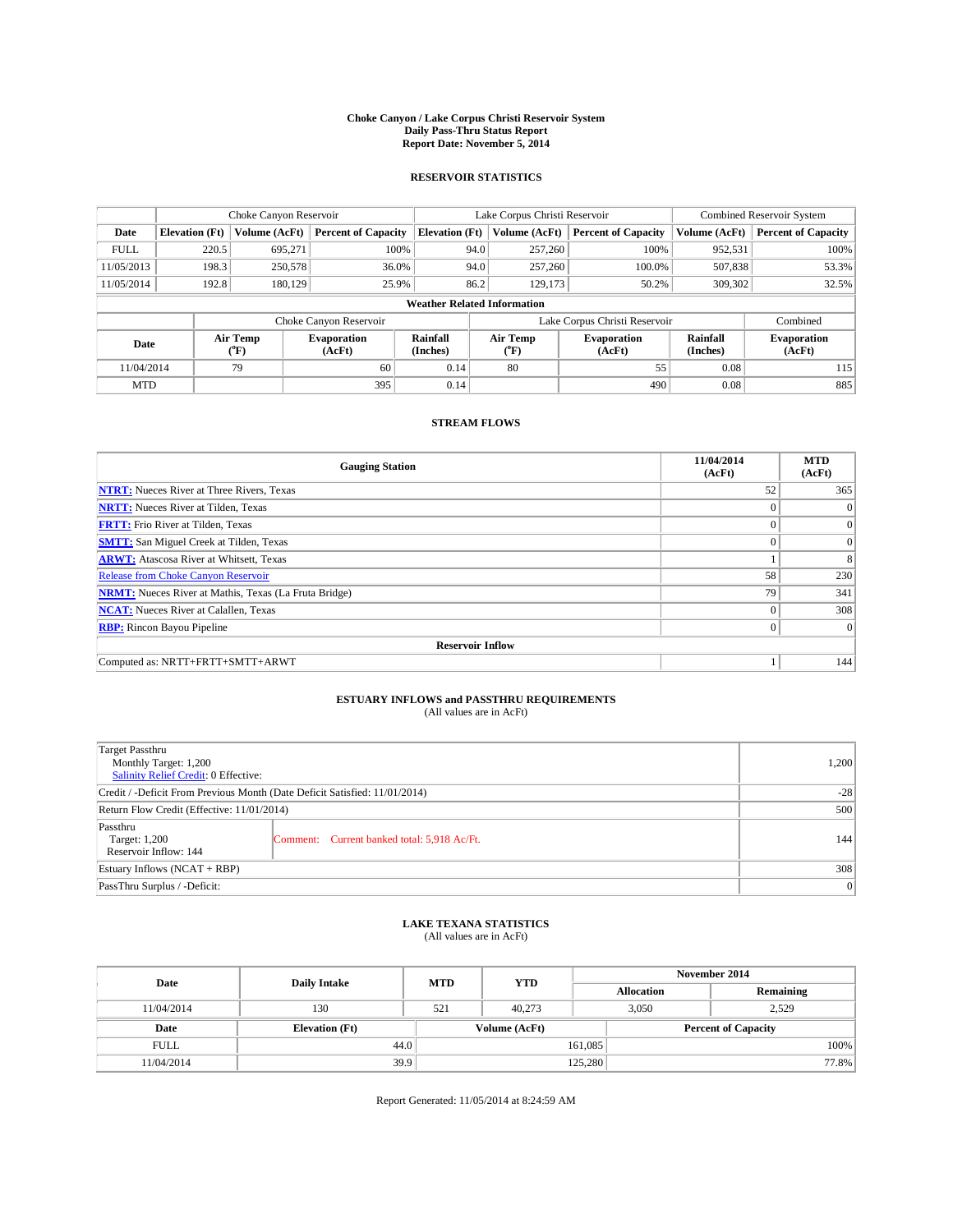# Choke Canyon / Lake Corpus Christi Reservoir System
## Daily Pass-Thru Status Report
## Report Date: November 5, 2014

### RESERVOIR STATISTICS

| | Choke Canyon Reservoir | | | Lake Corpus Christi Reservoir | | | Combined Reservoir System | |
|---|---|---|---|---|---|---|---|---|
| Date | Elevation (Ft) | Volume (AcFt) | Percent of Capacity | Elevation (Ft) | Volume (AcFt) | Percent of Capacity | Volume (AcFt) | Percent of Capacity |
| FULL | 220.5 | 695,271 | 100% | 94.0 | 257,260 | 100% | 952,531 | 100% |
| 11/05/2013 | 198.3 | 250,578 | 36.0% | 94.0 | 257,260 | 100.0% | 507,838 | 53.3% |
| 11/05/2014 | 192.8 | 180,129 | 25.9% | 86.2 | 129,173 | 50.2% | 309,302 | 32.5% |

**Weather Related Information**

| | Choke Canyon Reservoir | | | Lake Corpus Christi Reservoir | | | Combined |
|---|---|---|---|---|---|---|---|
| Date | Air Temp (°F) | Evaporation (AcFt) | Rainfall (Inches) | Air Temp (°F) | Evaporation (AcFt) | Rainfall (Inches) | Evaporation (AcFt) |
| 11/04/2014 | 79 | 60 | 0.14 | 80 | 55 | 0.08 | 115 |
| MTD | | 395 | 0.14 | | 490 | 0.08 | 885 |

### STREAM FLOWS

| Gauging Station | 11/04/2014 (AcFt) | MTD (AcFt) |
|---|---|---|
| NTRT: Nueces River at Three Rivers, Texas | 52 | 365 |
| NRTT: Nueces River at Tilden, Texas | 0 | 0 |
| FRTT: Frio River at Tilden, Texas | 0 | 0 |
| SMTT: San Miguel Creek at Tilden, Texas | 0 | 0 |
| ARWT: Atascosa River at Whitsett, Texas | 1 | 8 |
| Release from Choke Canyon Reservoir | 58 | 230 |
| NRMT: Nueces River at Mathis, Texas (La Fruta Bridge) | 79 | 341 |
| NCAT: Nueces River at Calallen, Texas | 0 | 308 |
| RBP: Rincon Bayou Pipeline | 0 | 0 |
| **Reservoir Inflow** | | |
| Computed as: NRTT+FRTT+SMTT+ARWT | 1 | 144 |

### ESTUARY INFLOWS and PASSTHRU REQUIREMENTS
(All values are in AcFt)

| | | |
|---|---|---|
| Target Passthru<br>Monthly Target: 1,200<br>Salinity Relief Credit: 0 Effective: | | 1,200 |
| Credit / -Deficit From Previous Month (Date Deficit Satisfied: 11/01/2014) | | -28 |
| Return Flow Credit (Effective: 11/01/2014) | | 500 |
| Passthru<br>Target: 1,200<br>Reservoir Inflow: 144 | Comment: Current banked total: 5,918 Ac/Ft. | 144 |
| Estuary Inflows (NCAT + RBP) | | 308 |
| PassThru Surplus / -Deficit: | | 0 |

### LAKE TEXANA STATISTICS
(All values are in AcFt)

| Date | Daily Intake | MTD | YTD | November 2014 Allocation | November 2014 Remaining |
|---|---|---|---|---|---|
| 11/04/2014 | 130 | 521 | 40,273 | 3,050 | 2,529 |

| Date | Elevation (Ft) | Volume (AcFt) | Percent of Capacity |
|---|---|---|---|
| FULL | 44.0 | 161,085 | 100% |
| 11/04/2014 | 39.9 | 125,280 | 77.8% |

Report Generated: 11/05/2014 at 8:24:59 AM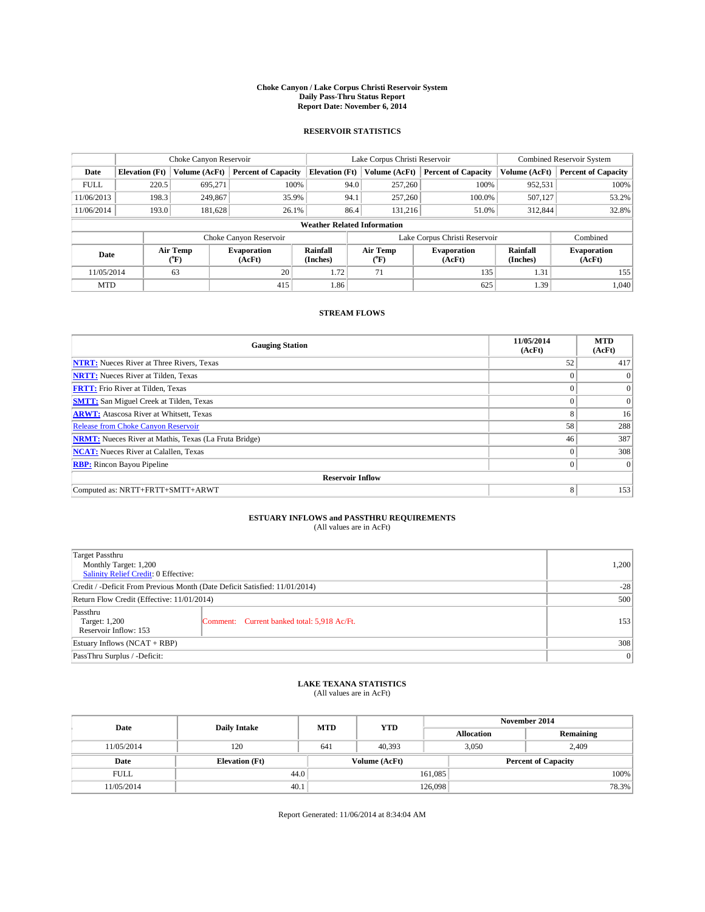# Choke Canyon / Lake Corpus Christi Reservoir System
## Daily Pass-Thru Status Report
## Report Date: November 6, 2014

### RESERVOIR STATISTICS

| | Choke Canyon Reservoir | | | Lake Corpus Christi Reservoir | | | Combined Reservoir System | |
|---|---|---|---|---|---|---|---|---|
| Date | Elevation (Ft) | Volume (AcFt) | Percent of Capacity | Elevation (Ft) | Volume (AcFt) | Percent of Capacity | Volume (AcFt) | Percent of Capacity |
| FULL | 220.5 | 695,271 | 100% | 94.0 | 257,260 | 100% | 952,531 | 100% |
| 11/06/2013 | 198.3 | 249,867 | 35.9% | 94.1 | 257,260 | 100.0% | 507,127 | 53.2% |
| 11/06/2014 | 193.0 | 181,628 | 26.1% | 86.4 | 131,216 | 51.0% | 312,844 | 32.8% |

**Weather Related Information**

| | Choke Canyon Reservoir | | | Lake Corpus Christi Reservoir | | | Combined |
|---|---|---|---|---|---|---|---|
| Date | Air Temp (°F) | Evaporation (AcFt) | Rainfall (Inches) | Air Temp (°F) | Evaporation (AcFt) | Rainfall (Inches) | Evaporation (AcFt) |
| 11/05/2014 | 63 | 20 | 1.72 | 71 | 135 | 1.31 | 155 |
| MTD | | 415 | 1.86 | | 625 | 1.39 | 1,040 |

### STREAM FLOWS

| Gauging Station | 11/05/2014 (AcFt) | MTD (AcFt) |
|---|---|---|
| NTRT: Nueces River at Three Rivers, Texas | 52 | 417 |
| NRTT: Nueces River at Tilden, Texas | 0 | 0 |
| FRTT: Frio River at Tilden, Texas | 0 | 0 |
| SMTT: San Miguel Creek at Tilden, Texas | 0 | 0 |
| ARWT: Atascosa River at Whitsett, Texas | 8 | 16 |
| Release from Choke Canyon Reservoir | 58 | 288 |
| NRMT: Nueces River at Mathis, Texas (La Fruta Bridge) | 46 | 387 |
| NCAT: Nueces River at Calallen, Texas | 0 | 308 |
| RBP: Rincon Bayou Pipeline | 0 | 0 |
| **Reservoir Inflow** | | |
| Computed as: NRTT+FRTT+SMTT+ARWT | 8 | 153 |

### ESTUARY INFLOWS and PASSTHRU REQUIREMENTS
(All values are in AcFt)

| | | |
|---|---|---|
| Target Passthru<br>Monthly Target: 1,200<br>Salinity Relief Credit: 0 Effective: | | 1,200 |
| Credit / -Deficit From Previous Month (Date Deficit Satisfied: 11/01/2014) | | -28 |
| Return Flow Credit (Effective: 11/01/2014) | | 500 |
| Passthru<br>Target: 1,200<br>Reservoir Inflow: 153 | Comment: Current banked total: 5,918 Ac/Ft. | 153 |
| Estuary Inflows (NCAT + RBP) | | 308 |
| PassThru Surplus / -Deficit: | | 0 |

### LAKE TEXANA STATISTICS
(All values are in AcFt)

| Date | Daily Intake | MTD | YTD | November 2014 Allocation | November 2014 Remaining |
|---|---|---|---|---|---|
| 11/05/2014 | 120 | 641 | 40,393 | 3,050 | 2,409 |

| Date | Elevation (Ft) | Volume (AcFt) | Percent of Capacity |
|---|---|---|---|
| FULL | 44.0 | 161,085 | 100% |
| 11/05/2014 | 40.1 | 126,098 | 78.3% |

Report Generated: 11/06/2014 at 8:34:04 AM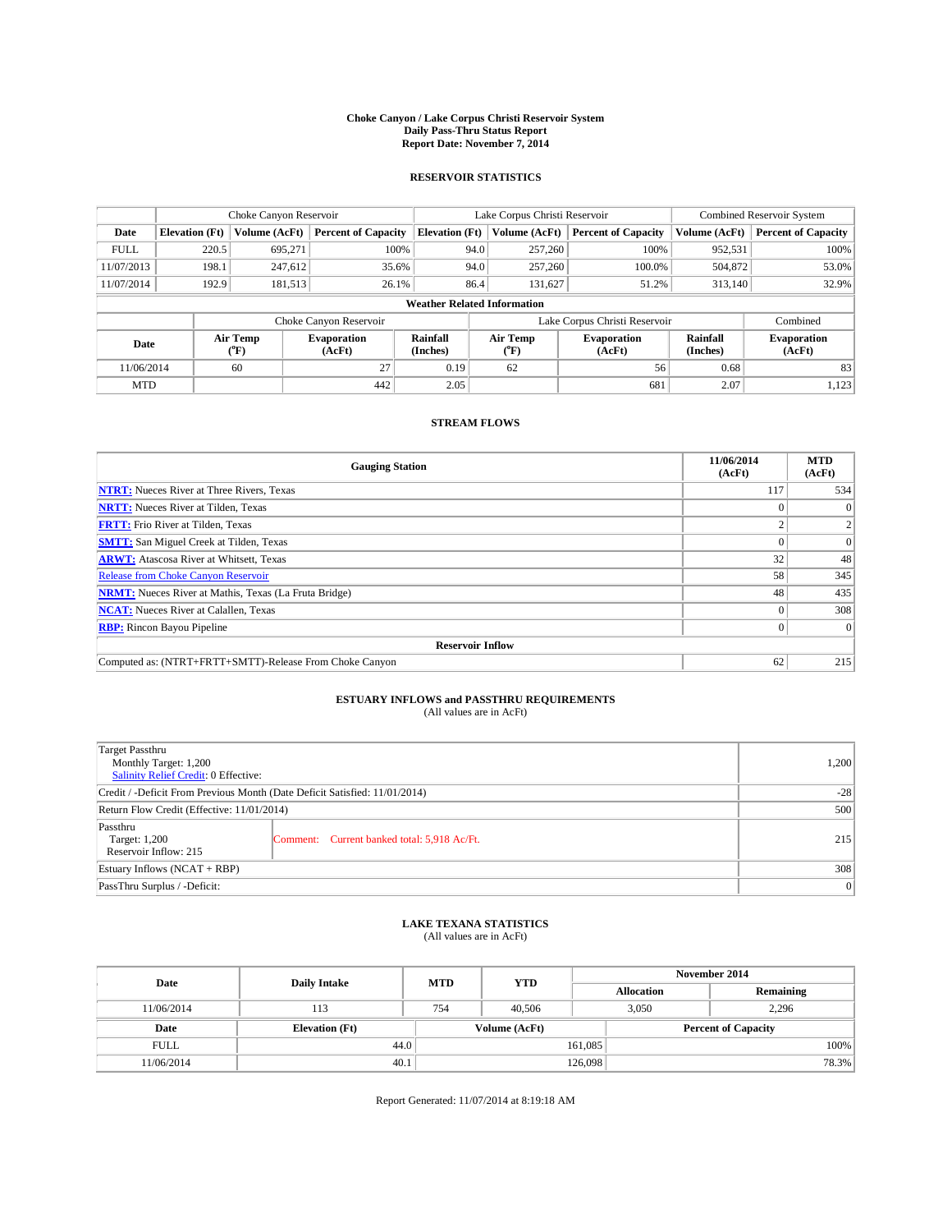# Choke Canyon / Lake Corpus Christi Reservoir System
## Daily Pass-Thru Status Report
### Report Date: November 7, 2014

## RESERVOIR STATISTICS

| | Choke Canyon Reservoir | | | Lake Corpus Christi Reservoir | | | Combined Reservoir System | |
|---|---|---|---|---|---|---|---|---|
| Date | Elevation (Ft) | Volume (AcFt) | Percent of Capacity | Elevation (Ft) | Volume (AcFt) | Percent of Capacity | Volume (AcFt) | Percent of Capacity |
| FULL | 220.5 | 695,271 | 100% | 94.0 | 257,260 | 100% | 952,531 | 100% |
| 11/07/2013 | 198.1 | 247,612 | 35.6% | 94.0 | 257,260 | 100.0% | 504,872 | 53.0% |
| 11/07/2014 | 192.9 | 181,513 | 26.1% | 86.4 | 131,627 | 51.2% | 313,140 | 32.9% |

**Weather Related Information**

| | Choke Canyon Reservoir | | | Lake Corpus Christi Reservoir | | | Combined |
|---|---|---|---|---|---|---|---|
| Date | Air Temp (°F) | Evaporation (AcFt) | Rainfall (Inches) | Air Temp (°F) | Evaporation (AcFt) | Rainfall (Inches) | Evaporation (AcFt) |
| 11/06/2014 | 60 | 27 | 0.19 | 62 | 56 | 0.68 | 83 |
| MTD | | 442 | 2.05 | | 681 | 2.07 | 1,123 |

## STREAM FLOWS

| Gauging Station | 11/06/2014 (AcFt) | MTD (AcFt) |
|---|---|---|
| NTRT: Nueces River at Three Rivers, Texas | 117 | 534 |
| NRTT: Nueces River at Tilden, Texas | 0 | 0 |
| FRTT: Frio River at Tilden, Texas | 2 | 2 |
| SMTT: San Miguel Creek at Tilden, Texas | 0 | 0 |
| ARWT: Atascosa River at Whitsett, Texas | 32 | 48 |
| Release from Choke Canyon Reservoir | 58 | 345 |
| NRMT: Nueces River at Mathis, Texas (La Fruta Bridge) | 48 | 435 |
| NCAT: Nueces River at Calallen, Texas | 0 | 308 |
| RBP: Rincon Bayou Pipeline | 0 | 0 |
| **Reservoir Inflow** | | |
| Computed as: (NTRT+FRTT+SMTT)-Release From Choke Canyon | 62 | 215 |

## ESTUARY INFLOWS and PASSTHRU REQUIREMENTS
(All values are in AcFt)

| | | |
|---|---|---|
| Target Passthru<br>Monthly Target: 1,200<br>Salinity Relief Credit: 0 Effective: | | 1,200 |
| Credit / -Deficit From Previous Month (Date Deficit Satisfied: 11/01/2014) | | -28 |
| Return Flow Credit (Effective: 11/01/2014) | | 500 |
| Passthru<br>Target: 1,200<br>Reservoir Inflow: 215 | Comment: Current banked total: 5,918 Ac/Ft. | 215 |
| Estuary Inflows (NCAT + RBP) | | 308 |
| PassThru Surplus / -Deficit: | | 0 |

## LAKE TEXANA STATISTICS
(All values are in AcFt)

| Date | Daily Intake | MTD | YTD | November 2014 Allocation | November 2014 Remaining |
|---|---|---|---|---|---|
| 11/06/2014 | 113 | 754 | 40,506 | 3,050 | 2,296 |

| Date | Elevation (Ft) | Volume (AcFt) | Percent of Capacity |
|---|---|---|---|
| FULL | 44.0 | 161,085 | 100% |
| 11/06/2014 | 40.1 | 126,098 | 78.3% |

Report Generated: 11/07/2014 at 8:19:18 AM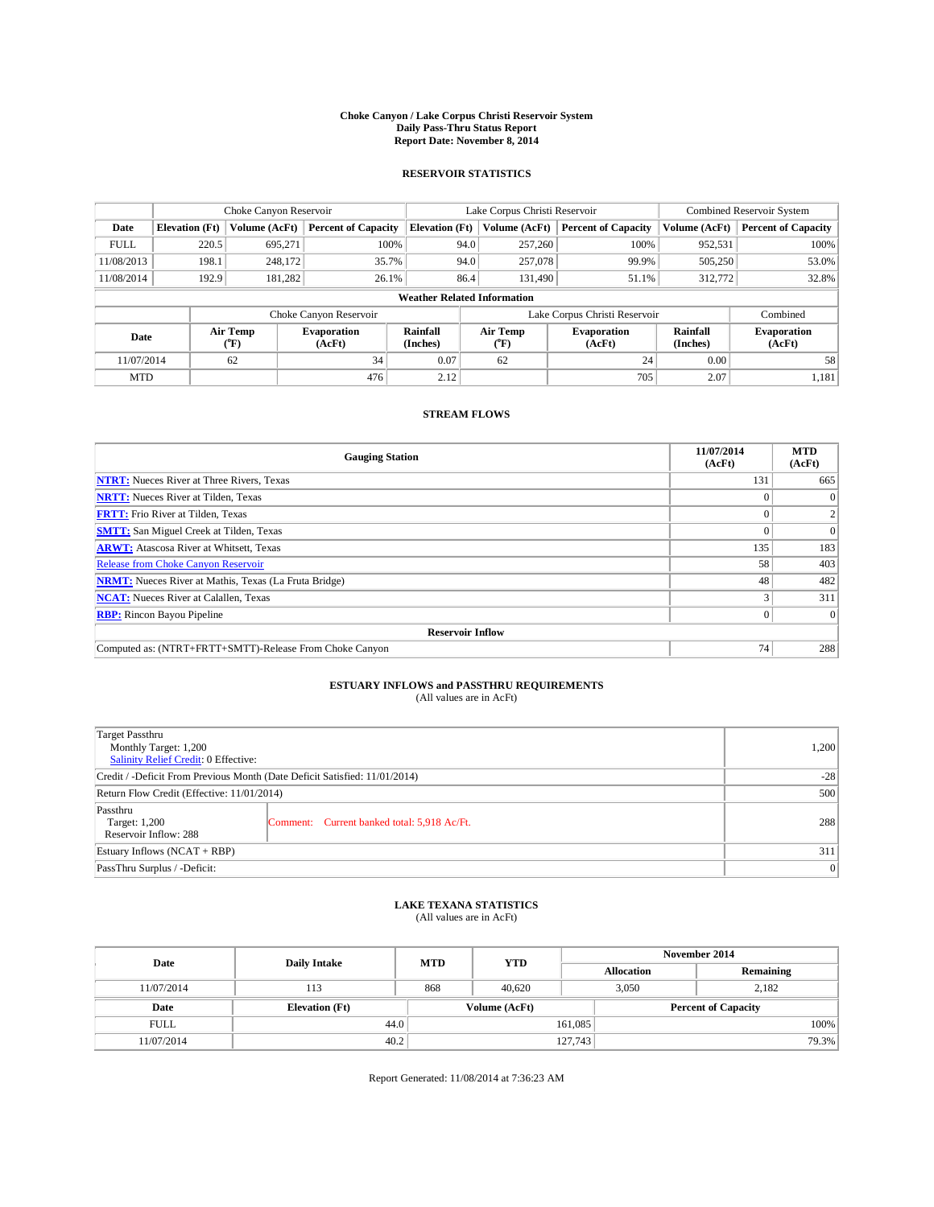**Choke Canyon / Lake Corpus Christi Reservoir System**
**Daily Pass-Thru Status Report**
**Report Date: November 8, 2014**

## RESERVOIR STATISTICS

| | Choke Canyon Reservoir | | | Lake Corpus Christi Reservoir | | | Combined Reservoir System | |
|---|---|---|---|---|---|---|---|---|
| Date | Elevation (Ft) | Volume (AcFt) | Percent of Capacity | Elevation (Ft) | Volume (AcFt) | Percent of Capacity | Volume (AcFt) | Percent of Capacity |
| FULL | 220.5 | 695,271 | 100% | 94.0 | 257,260 | 100% | 952,531 | 100% |
| 11/08/2013 | 198.1 | 248,172 | 35.7% | 94.0 | 257,078 | 99.9% | 505,250 | 53.0% |
| 11/08/2014 | 192.9 | 181,282 | 26.1% | 86.4 | 131,490 | 51.1% | 312,772 | 32.8% |

**Weather Related Information**

| | Choke Canyon Reservoir | | | Lake Corpus Christi Reservoir | | | Combined |
|---|---|---|---|---|---|---|---|
| Date | Air Temp (°F) | Evaporation (AcFt) | Rainfall (Inches) | Air Temp (°F) | Evaporation (AcFt) | Rainfall (Inches) | Evaporation (AcFt) |
| 11/07/2014 | 62 | 34 | 0.07 | 62 | 24 | 0.00 | 58 |
| MTD | | 476 | 2.12 | | 705 | 2.07 | 1,181 |

## STREAM FLOWS

| Gauging Station | 11/07/2014 (AcFt) | MTD (AcFt) |
|---|---|---|
| NTRT: Nueces River at Three Rivers, Texas | 131 | 665 |
| NRTT: Nueces River at Tilden, Texas | 0 | 0 |
| FRTT: Frio River at Tilden, Texas | 0 | 2 |
| SMTT: San Miguel Creek at Tilden, Texas | 0 | 0 |
| ARWT: Atascosa River at Whitsett, Texas | 135 | 183 |
| Release from Choke Canyon Reservoir | 58 | 403 |
| NRMT: Nueces River at Mathis, Texas (La Fruta Bridge) | 48 | 482 |
| NCAT: Nueces River at Calallen, Texas | 3 | 311 |
| RBP: Rincon Bayou Pipeline | 0 | 0 |
| **Reservoir Inflow** | | |
| Computed as: (NTRT+FRTT+SMTT)-Release From Choke Canyon | 74 | 288 |

## ESTUARY INFLOWS and PASSTHRU REQUIREMENTS
(All values are in AcFt)

| | | |
|---|---|---|
| Target Passthru<br>Monthly Target: 1,200<br>Salinity Relief Credit: 0 Effective: | | 1,200 |
| Credit / -Deficit From Previous Month (Date Deficit Satisfied: 11/01/2014) | | -28 |
| Return Flow Credit (Effective: 11/01/2014) | | 500 |
| Passthru<br>Target: 1,200<br>Reservoir Inflow: 288 | Comment: Current banked total: 5,918 Ac/Ft. | 288 |
| Estuary Inflows (NCAT + RBP) | | 311 |
| PassThru Surplus / -Deficit: | | 0 |

## LAKE TEXANA STATISTICS
(All values are in AcFt)

| Date | Daily Intake | MTD | YTD | November 2014 Allocation | November 2014 Remaining |
|---|---|---|---|---|---|
| 11/07/2014 | 113 | 868 | 40,620 | 3,050 | 2,182 |

| Date | Elevation (Ft) | Volume (AcFt) | Percent of Capacity |
|---|---|---|---|
| FULL | 44.0 | 161,085 | 100% |
| 11/07/2014 | 40.2 | 127,743 | 79.3% |

Report Generated: 11/08/2014 at 7:36:23 AM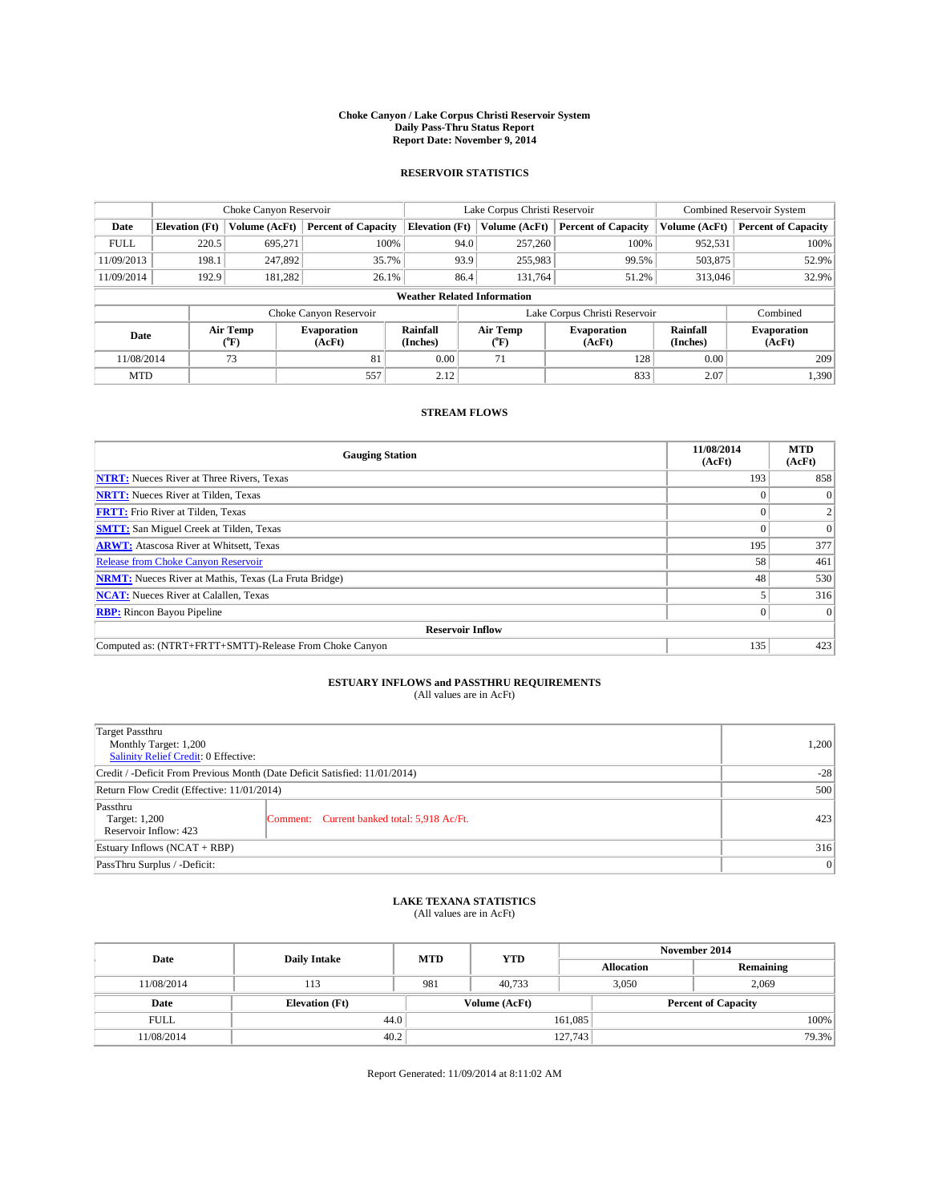# Choke Canyon / Lake Corpus Christi Reservoir System
## Daily Pass-Thru Status Report
## Report Date: November 9, 2014

### RESERVOIR STATISTICS

| | Choke Canyon Reservoir | | | Lake Corpus Christi Reservoir | | | Combined Reservoir System | |
|---|---|---|---|---|---|---|---|---|
| Date | Elevation (Ft) | Volume (AcFt) | Percent of Capacity | Elevation (Ft) | Volume (AcFt) | Percent of Capacity | Volume (AcFt) | Percent of Capacity |
| FULL | 220.5 | 695,271 | 100% | 94.0 | 257,260 | 100% | 952,531 | 100% |
| 11/09/2013 | 198.1 | 247,892 | 35.7% | 93.9 | 255,983 | 99.5% | 503,875 | 52.9% |
| 11/09/2014 | 192.9 | 181,282 | 26.1% | 86.4 | 131,764 | 51.2% | 313,046 | 32.9% |

**Weather Related Information**

| | Choke Canyon Reservoir | | | Lake Corpus Christi Reservoir | | | Combined |
|---|---|---|---|---|---|---|---|
| Date | Air Temp (°F) | Evaporation (AcFt) | Rainfall (Inches) | Air Temp (°F) | Evaporation (AcFt) | Rainfall (Inches) | Evaporation (AcFt) |
| 11/08/2014 | 73 | 81 | 0.00 | 71 | 128 | 0.00 | 209 |
| MTD | | 557 | 2.12 | | 833 | 2.07 | 1,390 |

### STREAM FLOWS

| Gauging Station | 11/08/2014 (AcFt) | MTD (AcFt) |
|---|---|---|
| NTRT: Nueces River at Three Rivers, Texas | 193 | 858 |
| NRTT: Nueces River at Tilden, Texas | 0 | 0 |
| FRTT: Frio River at Tilden, Texas | 0 | 2 |
| SMTT: San Miguel Creek at Tilden, Texas | 0 | 0 |
| ARWT: Atascosa River at Whitsett, Texas | 195 | 377 |
| Release from Choke Canyon Reservoir | 58 | 461 |
| NRMT: Nueces River at Mathis, Texas (La Fruta Bridge) | 48 | 530 |
| NCAT: Nueces River at Calallen, Texas | 5 | 316 |
| RBP: Rincon Bayou Pipeline | 0 | 0 |
| **Reservoir Inflow** | | |
| Computed as: (NTRT+FRTT+SMTT)-Release From Choke Canyon | 135 | 423 |

### ESTUARY INFLOWS and PASSTHRU REQUIREMENTS
(All values are in AcFt)

| | | |
|---|---|---|
| Target Passthru<br>Monthly Target: 1,200<br>Salinity Relief Credit: 0 Effective: | | 1,200 |
| Credit / -Deficit From Previous Month (Date Deficit Satisfied: 11/01/2014) | | -28 |
| Return Flow Credit (Effective: 11/01/2014) | | 500 |
| Passthru<br>Target: 1,200<br>Reservoir Inflow: 423 | Comment: Current banked total: 5,918 Ac/Ft. | 423 |
| Estuary Inflows (NCAT + RBP) | | 316 |
| PassThru Surplus / -Deficit: | | 0 |

### LAKE TEXANA STATISTICS
(All values are in AcFt)

| Date | Daily Intake | MTD | YTD | November 2014 Allocation | November 2014 Remaining |
|---|---|---|---|---|---|
| 11/08/2014 | 113 | 981 | 40,733 | 3,050 | 2,069 |

| Date | Elevation (Ft) | Volume (AcFt) | Percent of Capacity |
|---|---|---|---|
| FULL | 44.0 | 161,085 | 100% |
| 11/08/2014 | 40.2 | 127,743 | 79.3% |

Report Generated: 11/09/2014 at 8:11:02 AM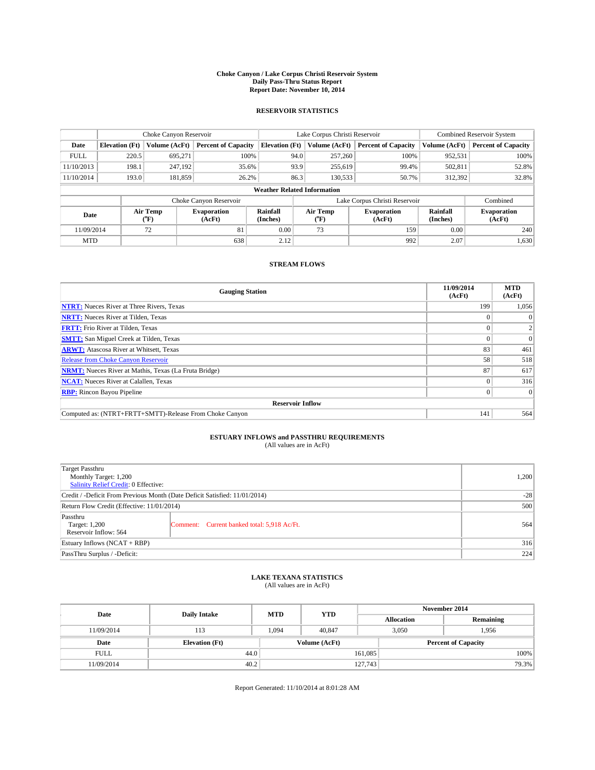**Choke Canyon / Lake Corpus Christi Reservoir System**
**Daily Pass-Thru Status Report**
**Report Date: November 10, 2014**

## RESERVOIR STATISTICS

| | Choke Canyon Reservoir | | | Lake Corpus Christi Reservoir | | | Combined Reservoir System | |
|---|---|---|---|---|---|---|---|---|
| **Date** | **Elevation (Ft)** | **Volume (AcFt)** | **Percent of Capacity** | **Elevation (Ft)** | **Volume (AcFt)** | **Percent of Capacity** | **Volume (AcFt)** | **Percent of Capacity** |
| FULL | 220.5 | 695,271 | 100% | 94.0 | 257,260 | 100% | 952,531 | 100% |
| 11/10/2013 | 198.1 | 247,192 | 35.6% | 93.9 | 255,619 | 99.4% | 502,811 | 52.8% |
| 11/10/2014 | 193.0 | 181,859 | 26.2% | 86.3 | 130,533 | 50.7% | 312,392 | 32.8% |

**Weather Related Information**

| | Choke Canyon Reservoir | | | Lake Corpus Christi Reservoir | | | Combined |
|---|---|---|---|---|---|---|---|
| **Date** | **Air Temp (°F)** | **Evaporation (AcFt)** | **Rainfall (Inches)** | **Air Temp (°F)** | **Evaporation (AcFt)** | **Rainfall (Inches)** | **Evaporation (AcFt)** |
| 11/09/2014 | 72 | 81 | 0.00 | 73 | 159 | 0.00 | 240 |
| MTD | | 638 | 2.12 | | 992 | 2.07 | 1,630 |

## STREAM FLOWS

| Gauging Station | 11/09/2014 (AcFt) | MTD (AcFt) |
|---|---|---|
| **NTRT:** Nueces River at Three Rivers, Texas | 199 | 1,056 |
| **NRTT:** Nueces River at Tilden, Texas | 0 | 0 |
| **FRTT:** Frio River at Tilden, Texas | 0 | 2 |
| **SMTT:** San Miguel Creek at Tilden, Texas | 0 | 0 |
| **ARWT:** Atascosa River at Whitsett, Texas | 83 | 461 |
| Release from Choke Canyon Reservoir | 58 | 518 |
| **NRMT:** Nueces River at Mathis, Texas (La Fruta Bridge) | 87 | 617 |
| **NCAT:** Nueces River at Calallen, Texas | 0 | 316 |
| **RBP:** Rincon Bayou Pipeline | 0 | 0 |
| **Reservoir Inflow** | | |
| Computed as: (NTRT+FRTT+SMTT)-Release From Choke Canyon | 141 | 564 |

## ESTUARY INFLOWS and PASSTHRU REQUIREMENTS

(All values are in AcFt)

| | |
|---|---|
| Target Passthru<br>Monthly Target: 1,200<br>Salinity Relief Credit: 0 Effective: | 1,200 |
| Credit / -Deficit From Previous Month (Date Deficit Satisfied: 11/01/2014) | -28 |
| Return Flow Credit (Effective: 11/01/2014) | 500 |
| Passthru<br>Target: 1,200<br>Reservoir Inflow: 564<br>Comment: Current banked total: 5,918 Ac/Ft. | 564 |
| Estuary Inflows (NCAT + RBP) | 316 |
| PassThru Surplus / -Deficit: | 224 |

## LAKE TEXANA STATISTICS

(All values are in AcFt)

| Date | Daily Intake | MTD | YTD | November 2014 Allocation | November 2014 Remaining |
|---|---|---|---|---|---|
| 11/09/2014 | 113 | 1,094 | 40,847 | 3,050 | 1,956 |

| Date | Elevation (Ft) | Volume (AcFt) | Percent of Capacity |
|---|---|---|---|
| FULL | 44.0 | 161,085 | 100% |
| 11/09/2014 | 40.2 | 127,743 | 79.3% |

Report Generated: 11/10/2014 at 8:01:28 AM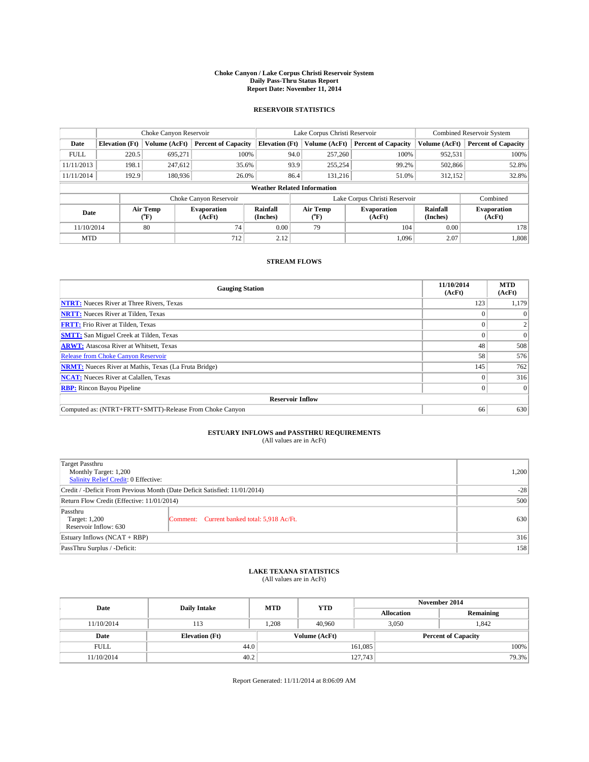**Choke Canyon / Lake Corpus Christi Reservoir System**
**Daily Pass-Thru Status Report**
**Report Date: November 11, 2014**

## RESERVOIR STATISTICS

| | Choke Canyon Reservoir | | | Lake Corpus Christi Reservoir | | | Combined Reservoir System | |
|---|---|---|---|---|---|---|---|---|
| Date | Elevation (Ft) | Volume (AcFt) | Percent of Capacity | Elevation (Ft) | Volume (AcFt) | Percent of Capacity | Volume (AcFt) | Percent of Capacity |
| FULL | 220.5 | 695,271 | 100% | 94.0 | 257,260 | 100% | 952,531 | 100% |
| 11/11/2013 | 198.1 | 247,612 | 35.6% | 93.9 | 255,254 | 99.2% | 502,866 | 52.8% |
| 11/11/2014 | 192.9 | 180,936 | 26.0% | 86.4 | 131,216 | 51.0% | 312,152 | 32.8% |

**Weather Related Information**

| | Choke Canyon Reservoir | | | Lake Corpus Christi Reservoir | | | Combined |
|---|---|---|---|---|---|---|---|
| Date | Air Temp (°F) | Evaporation (AcFt) | Rainfall (Inches) | Air Temp (°F) | Evaporation (AcFt) | Rainfall (Inches) | Evaporation (AcFt) |
| 11/10/2014 | 80 | 74 | 0.00 | 79 | 104 | 0.00 | 178 |
| MTD | | 712 | 2.12 | | 1,096 | 2.07 | 1,808 |

## STREAM FLOWS

| Gauging Station | 11/10/2014 (AcFt) | MTD (AcFt) |
|---|---|---|
| NTRT: Nueces River at Three Rivers, Texas | 123 | 1,179 |
| NRTT: Nueces River at Tilden, Texas | 0 | 0 |
| FRTT: Frio River at Tilden, Texas | 0 | 2 |
| SMTT: San Miguel Creek at Tilden, Texas | 0 | 0 |
| ARWT: Atascosa River at Whitsett, Texas | 48 | 508 |
| Release from Choke Canyon Reservoir | 58 | 576 |
| NRMT: Nueces River at Mathis, Texas (La Fruta Bridge) | 145 | 762 |
| NCAT: Nueces River at Calallen, Texas | 0 | 316 |
| RBP: Rincon Bayou Pipeline | 0 | 0 |
| **Reservoir Inflow** | | |
| Computed as: (NTRT+FRTT+SMTT)-Release From Choke Canyon | 66 | 630 |

## ESTUARY INFLOWS and PASSTHRU REQUIREMENTS

(All values are in AcFt)

| | | |
|---|---|---|
| Target Passthru<br>Monthly Target: 1,200<br>Salinity Relief Credit: 0 Effective: | | 1,200 |
| Credit / -Deficit From Previous Month (Date Deficit Satisfied: 11/01/2014) | | -28 |
| Return Flow Credit (Effective: 11/01/2014) | | 500 |
| Passthru<br>Target: 1,200<br>Reservoir Inflow: 630 | Comment: Current banked total: 5,918 Ac/Ft. | 630 |
| Estuary Inflows (NCAT + RBP) | | 316 |
| PassThru Surplus / -Deficit: | | 158 |

## LAKE TEXANA STATISTICS

(All values are in AcFt)

| Date | Daily Intake | MTD | YTD | November 2014 Allocation | November 2014 Remaining |
|---|---|---|---|---|---|
| 11/10/2014 | 113 | 1,208 | 40,960 | 3,050 | 1,842 |

| Date | Elevation (Ft) | Volume (AcFt) | Percent of Capacity |
|---|---|---|---|
| FULL | 44.0 | 161,085 | 100% |
| 11/10/2014 | 40.2 | 127,743 | 79.3% |

Report Generated: 11/11/2014 at 8:06:09 AM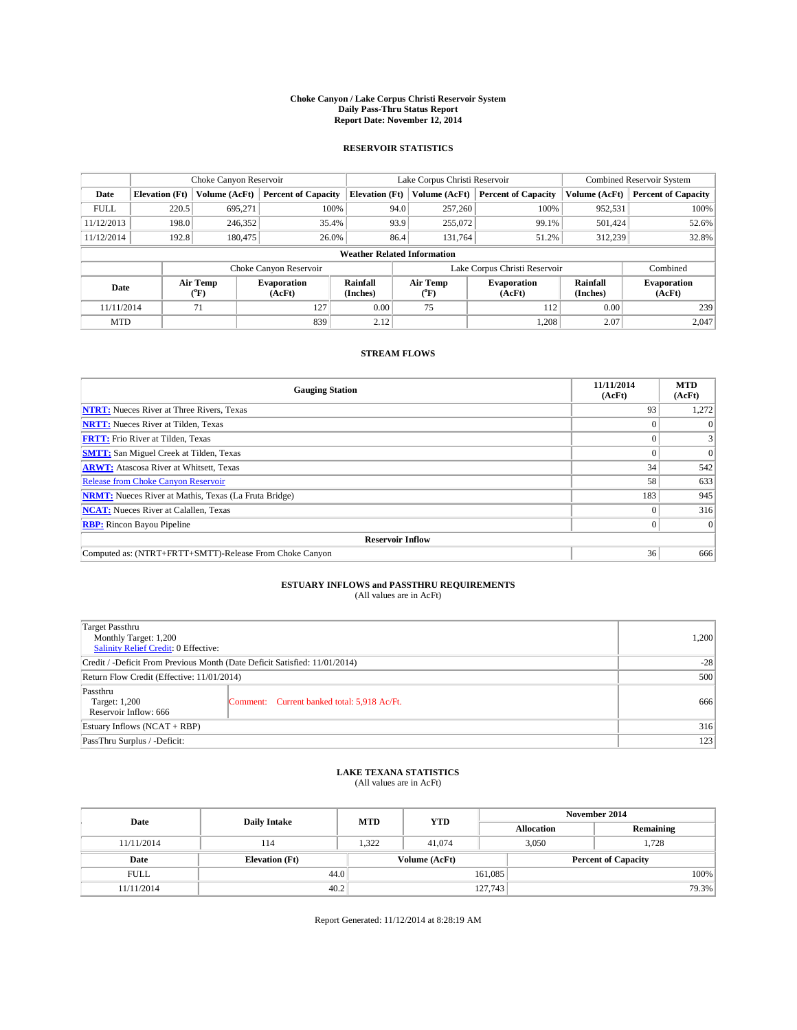**Choke Canyon / Lake Corpus Christi Reservoir System**
**Daily Pass-Thru Status Report**
**Report Date: November 12, 2014**

## RESERVOIR STATISTICS

| | Choke Canyon Reservoir | | | Lake Corpus Christi Reservoir | | | Combined Reservoir System | |
|---|---|---|---|---|---|---|---|---|
| **Date** | **Elevation (Ft)** | **Volume (AcFt)** | **Percent of Capacity** | **Elevation (Ft)** | **Volume (AcFt)** | **Percent of Capacity** | **Volume (AcFt)** | **Percent of Capacity** |
| FULL | 220.5 | 695,271 | 100% | 94.0 | 257,260 | 100% | 952,531 | 100% |
| 11/12/2013 | 198.0 | 246,352 | 35.4% | 93.9 | 255,072 | 99.1% | 501,424 | 52.6% |
| 11/12/2014 | 192.8 | 180,475 | 26.0% | 86.4 | 131,764 | 51.2% | 312,239 | 32.8% |

**Weather Related Information**

| | Choke Canyon Reservoir | | | Lake Corpus Christi Reservoir | | | Combined |
|---|---|---|---|---|---|---|---|
| **Date** | **Air Temp (°F)** | **Evaporation (AcFt)** | **Rainfall (Inches)** | **Air Temp (°F)** | **Evaporation (AcFt)** | **Rainfall (Inches)** | **Evaporation (AcFt)** |
| 11/11/2014 | 71 | 127 | 0.00 | 75 | 112 | 0.00 | 239 |
| MTD | | 839 | 2.12 | | 1,208 | 2.07 | 2,047 |

## STREAM FLOWS

| Gauging Station | 11/11/2014 (AcFt) | MTD (AcFt) |
|---|---|---|
| **NTRT:** Nueces River at Three Rivers, Texas | 93 | 1,272 |
| **NRTT:** Nueces River at Tilden, Texas | 0 | 0 |
| **FRTT:** Frio River at Tilden, Texas | 0 | 3 |
| **SMTT:** San Miguel Creek at Tilden, Texas | 0 | 0 |
| **ARWT:** Atascosa River at Whitsett, Texas | 34 | 542 |
| Release from Choke Canyon Reservoir | 58 | 633 |
| **NRMT:** Nueces River at Mathis, Texas (La Fruta Bridge) | 183 | 945 |
| **NCAT:** Nueces River at Calallen, Texas | 0 | 316 |
| **RBP:** Rincon Bayou Pipeline | 0 | 0 |
| **Reservoir Inflow** | | |
| Computed as: (NTRT+FRTT+SMTT)-Release From Choke Canyon | 36 | 666 |

## ESTUARY INFLOWS and PASSTHRU REQUIREMENTS

(All values are in AcFt)

| | |
|---|---|
| Target Passthru<br>Monthly Target: 1,200<br>Salinity Relief Credit: 0 Effective: | 1,200 |
| Credit / -Deficit From Previous Month (Date Deficit Satisfied: 11/01/2014) | -28 |
| Return Flow Credit (Effective: 11/01/2014) | 500 |
| Passthru<br>Target: 1,200<br>Reservoir Inflow: 666 — Comment: Current banked total: 5,918 Ac/Ft. | 666 |
| Estuary Inflows (NCAT + RBP) | 316 |
| PassThru Surplus / -Deficit: | 123 |

## LAKE TEXANA STATISTICS

(All values are in AcFt)

| Date | Daily Intake | MTD | YTD | November 2014 Allocation | November 2014 Remaining |
|---|---|---|---|---|---|
| 11/11/2014 | 114 | 1,322 | 41,074 | 3,050 | 1,728 |

| Date | Elevation (Ft) | Volume (AcFt) | Percent of Capacity |
|---|---|---|---|
| FULL | 44.0 | 161,085 | 100% |
| 11/11/2014 | 40.2 | 127,743 | 79.3% |

Report Generated: 11/12/2014 at 8:28:19 AM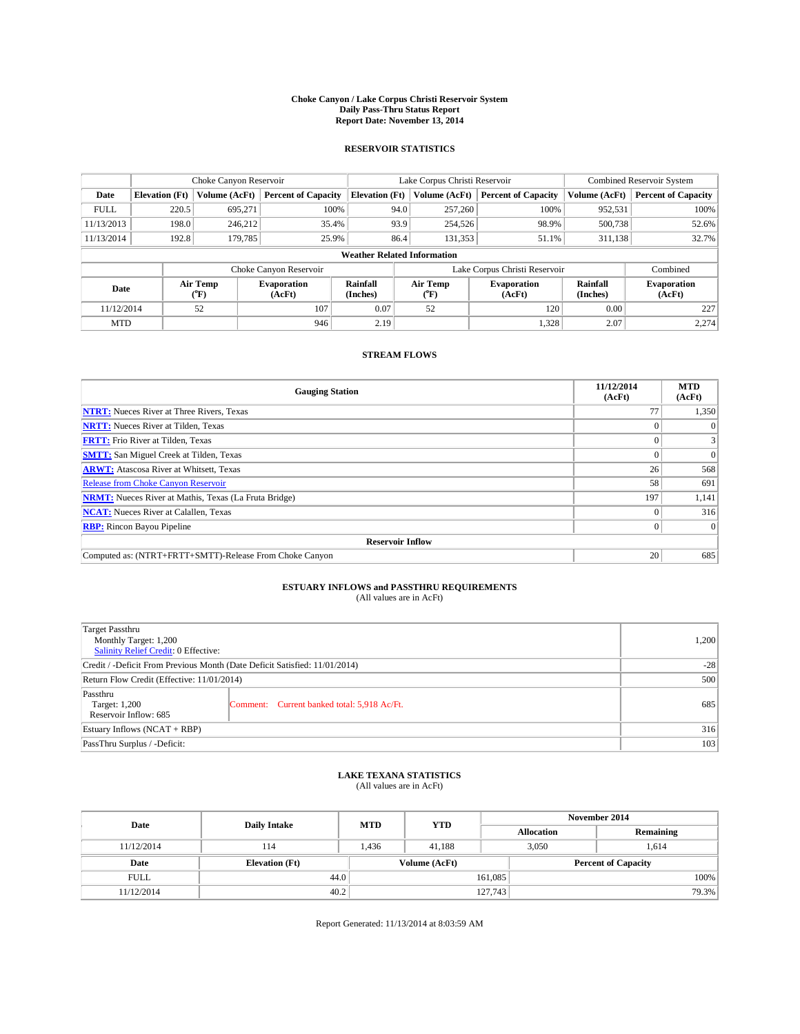**Choke Canyon / Lake Corpus Christi Reservoir System**
**Daily Pass-Thru Status Report**
**Report Date: November 13, 2014**

## RESERVOIR STATISTICS

| | Choke Canyon Reservoir | | | Lake Corpus Christi Reservoir | | | Combined Reservoir System | |
|---|---|---|---|---|---|---|---|---|
| **Date** | **Elevation (Ft)** | **Volume (AcFt)** | **Percent of Capacity** | **Elevation (Ft)** | **Volume (AcFt)** | **Percent of Capacity** | **Volume (AcFt)** | **Percent of Capacity** |
| FULL | 220.5 | 695,271 | 100% | 94.0 | 257,260 | 100% | 952,531 | 100% |
| 11/13/2013 | 198.0 | 246,212 | 35.4% | 93.9 | 254,526 | 98.9% | 500,738 | 52.6% |
| 11/13/2014 | 192.8 | 179,785 | 25.9% | 86.4 | 131,353 | 51.1% | 311,138 | 32.7% |

**Weather Related Information**

| | Choke Canyon Reservoir | | | Lake Corpus Christi Reservoir | | | Combined |
|---|---|---|---|---|---|---|---|
| **Date** | **Air Temp (°F)** | **Evaporation (AcFt)** | **Rainfall (Inches)** | **Air Temp (°F)** | **Evaporation (AcFt)** | **Rainfall (Inches)** | **Evaporation (AcFt)** |
| 11/12/2014 | 52 | 107 | 0.07 | 52 | 120 | 0.00 | 227 |
| MTD | | 946 | 2.19 | | 1,328 | 2.07 | 2,274 |

## STREAM FLOWS

| Gauging Station | 11/12/2014 (AcFt) | MTD (AcFt) |
|---|---|---|
| **NTRT:** Nueces River at Three Rivers, Texas | 77 | 1,350 |
| **NRTT:** Nueces River at Tilden, Texas | 0 | 0 |
| **FRTT:** Frio River at Tilden, Texas | 0 | 3 |
| **SMTT:** San Miguel Creek at Tilden, Texas | 0 | 0 |
| **ARWT:** Atascosa River at Whitsett, Texas | 26 | 568 |
| Release from Choke Canyon Reservoir | 58 | 691 |
| **NRMT:** Nueces River at Mathis, Texas (La Fruta Bridge) | 197 | 1,141 |
| **NCAT:** Nueces River at Calallen, Texas | 0 | 316 |
| **RBP:** Rincon Bayou Pipeline | 0 | 0 |
| **Reservoir Inflow** | | |
| Computed as: (NTRT+FRTT+SMTT)-Release From Choke Canyon | 20 | 685 |

## ESTUARY INFLOWS and PASSTHRU REQUIREMENTS

(All values are in AcFt)

| | |
|---|---|
| Target Passthru<br>Monthly Target: 1,200<br>Salinity Relief Credit: 0 Effective: | 1,200 |
| Credit / -Deficit From Previous Month (Date Deficit Satisfied: 11/01/2014) | -28 |
| Return Flow Credit (Effective: 11/01/2014) | 500 |
| Passthru<br>Target: 1,200<br>Reservoir Inflow: 685 — Comment: Current banked total: 5,918 Ac/Ft. | 685 |
| Estuary Inflows (NCAT + RBP) | 316 |
| PassThru Surplus / -Deficit: | 103 |

## LAKE TEXANA STATISTICS

(All values are in AcFt)

| Date | Daily Intake | MTD | YTD | November 2014 Allocation | November 2014 Remaining |
|---|---|---|---|---|---|
| 11/12/2014 | 114 | 1,436 | 41,188 | 3,050 | 1,614 |

| Date | Elevation (Ft) | Volume (AcFt) | Percent of Capacity |
|---|---|---|---|
| FULL | 44.0 | 161,085 | 100% |
| 11/12/2014 | 40.2 | 127,743 | 79.3% |

Report Generated: 11/13/2014 at 8:03:59 AM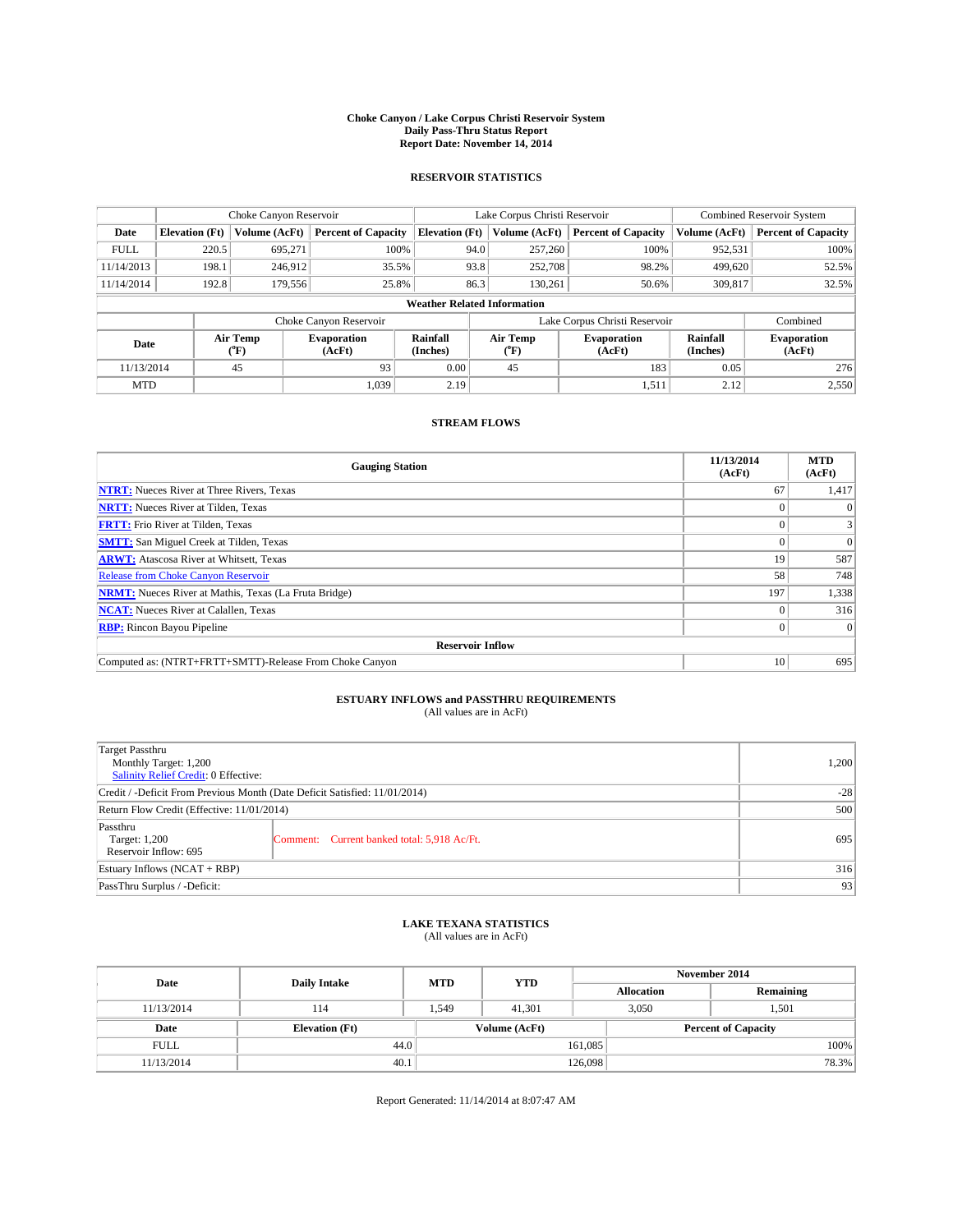**Choke Canyon / Lake Corpus Christi Reservoir System**
**Daily Pass-Thru Status Report**
**Report Date: November 14, 2014**

## RESERVOIR STATISTICS

| | Choke Canyon Reservoir | | | Lake Corpus Christi Reservoir | | | Combined Reservoir System | |
|---|---|---|---|---|---|---|---|---|
| Date | Elevation (Ft) | Volume (AcFt) | Percent of Capacity | Elevation (Ft) | Volume (AcFt) | Percent of Capacity | Volume (AcFt) | Percent of Capacity |
| FULL | 220.5 | 695,271 | 100% | 94.0 | 257,260 | 100% | 952,531 | 100% |
| 11/14/2013 | 198.1 | 246,912 | 35.5% | 93.8 | 252,708 | 98.2% | 499,620 | 52.5% |
| 11/14/2014 | 192.8 | 179,556 | 25.8% | 86.3 | 130,261 | 50.6% | 309,817 | 32.5% |

**Weather Related Information**

| | Choke Canyon Reservoir | | | Lake Corpus Christi Reservoir | | | Combined |
|---|---|---|---|---|---|---|---|
| Date | Air Temp (°F) | Evaporation (AcFt) | Rainfall (Inches) | Air Temp (°F) | Evaporation (AcFt) | Rainfall (Inches) | Evaporation (AcFt) |
| 11/13/2014 | 45 | 93 | 0.00 | 45 | 183 | 0.05 | 276 |
| MTD | | 1,039 | 2.19 | | 1,511 | 2.12 | 2,550 |

## STREAM FLOWS

| Gauging Station | 11/13/2014 (AcFt) | MTD (AcFt) |
|---|---|---|
| NTRT: Nueces River at Three Rivers, Texas | 67 | 1,417 |
| NRTT: Nueces River at Tilden, Texas | 0 | 0 |
| FRTT: Frio River at Tilden, Texas | 0 | 3 |
| SMTT: San Miguel Creek at Tilden, Texas | 0 | 0 |
| ARWT: Atascosa River at Whitsett, Texas | 19 | 587 |
| Release from Choke Canyon Reservoir | 58 | 748 |
| NRMT: Nueces River at Mathis, Texas (La Fruta Bridge) | 197 | 1,338 |
| NCAT: Nueces River at Calallen, Texas | 0 | 316 |
| RBP: Rincon Bayou Pipeline | 0 | 0 |
| **Reservoir Inflow** | | |
| Computed as: (NTRT+FRTT+SMTT)-Release From Choke Canyon | 10 | 695 |

## ESTUARY INFLOWS and PASSTHRU REQUIREMENTS
(All values are in AcFt)

| | | |
|---|---|---|
| Target Passthru<br>Monthly Target: 1,200<br>Salinity Relief Credit: 0 Effective: | | 1,200 |
| Credit / -Deficit From Previous Month (Date Deficit Satisfied: 11/01/2014) | | -28 |
| Return Flow Credit (Effective: 11/01/2014) | | 500 |
| Passthru<br>Target: 1,200<br>Reservoir Inflow: 695 | Comment: Current banked total: 5,918 Ac/Ft. | 695 |
| Estuary Inflows (NCAT + RBP) | | 316 |
| PassThru Surplus / -Deficit: | | 93 |

## LAKE TEXANA STATISTICS
(All values are in AcFt)

| Date | Daily Intake | MTD | YTD | November 2014 Allocation | November 2014 Remaining |
|---|---|---|---|---|---|
| 11/13/2014 | 114 | 1,549 | 41,301 | 3,050 | 1,501 |

| Date | Elevation (Ft) | Volume (AcFt) | Percent of Capacity |
|---|---|---|---|
| FULL | 44.0 | 161,085 | 100% |
| 11/13/2014 | 40.1 | 126,098 | 78.3% |

Report Generated: 11/14/2014 at 8:07:47 AM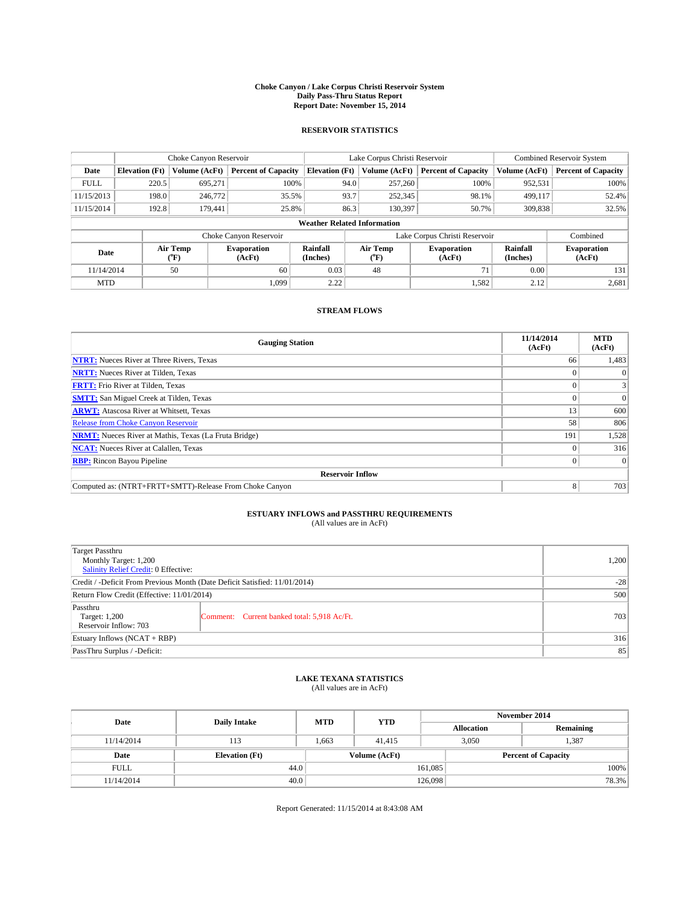# Choke Canyon / Lake Corpus Christi Reservoir System
## Daily Pass-Thru Status Report
### Report Date: November 15, 2014

## RESERVOIR STATISTICS

| | Choke Canyon Reservoir | | | Lake Corpus Christi Reservoir | | | Combined Reservoir System | |
|---|---|---|---|---|---|---|---|---|
| Date | Elevation (Ft) | Volume (AcFt) | Percent of Capacity | Elevation (Ft) | Volume (AcFt) | Percent of Capacity | Volume (AcFt) | Percent of Capacity |
| FULL | 220.5 | 695,271 | 100% | 94.0 | 257,260 | 100% | 952,531 | 100% |
| 11/15/2013 | 198.0 | 246,772 | 35.5% | 93.7 | 252,345 | 98.1% | 499,117 | 52.4% |
| 11/15/2014 | 192.8 | 179,441 | 25.8% | 86.3 | 130,397 | 50.7% | 309,838 | 32.5% |

**Weather Related Information**

| | Choke Canyon Reservoir | | | Lake Corpus Christi Reservoir | | | Combined |
|---|---|---|---|---|---|---|---|
| Date | Air Temp (°F) | Evaporation (AcFt) | Rainfall (Inches) | Air Temp (°F) | Evaporation (AcFt) | Rainfall (Inches) | Evaporation (AcFt) |
| 11/14/2014 | 50 | 60 | 0.03 | 48 | 71 | 0.00 | 131 |
| MTD | | 1,099 | 2.22 | | 1,582 | 2.12 | 2,681 |

## STREAM FLOWS

| Gauging Station | 11/14/2014 (AcFt) | MTD (AcFt) |
|---|---|---|
| NTRT: Nueces River at Three Rivers, Texas | 66 | 1,483 |
| NRTT: Nueces River at Tilden, Texas | 0 | 0 |
| FRTT: Frio River at Tilden, Texas | 0 | 3 |
| SMTT: San Miguel Creek at Tilden, Texas | 0 | 0 |
| ARWT: Atascosa River at Whitsett, Texas | 13 | 600 |
| Release from Choke Canyon Reservoir | 58 | 806 |
| NRMT: Nueces River at Mathis, Texas (La Fruta Bridge) | 191 | 1,528 |
| NCAT: Nueces River at Calallen, Texas | 0 | 316 |
| RBP: Rincon Bayou Pipeline | 0 | 0 |
| **Reservoir Inflow** | | |
| Computed as: (NTRT+FRTT+SMTT)-Release From Choke Canyon | 8 | 703 |

## ESTUARY INFLOWS and PASSTHRU REQUIREMENTS
(All values are in AcFt)

| | | |
|---|---|---|
| Target Passthru<br>Monthly Target: 1,200<br>Salinity Relief Credit: 0 Effective: | | 1,200 |
| Credit / -Deficit From Previous Month (Date Deficit Satisfied: 11/01/2014) | | -28 |
| Return Flow Credit (Effective: 11/01/2014) | | 500 |
| Passthru<br>Target: 1,200<br>Reservoir Inflow: 703 | Comment: Current banked total: 5,918 Ac/Ft. | 703 |
| Estuary Inflows (NCAT + RBP) | | 316 |
| PassThru Surplus / -Deficit: | | 85 |

## LAKE TEXANA STATISTICS
(All values are in AcFt)

| Date | Daily Intake | MTD | YTD | November 2014 Allocation | November 2014 Remaining |
|---|---|---|---|---|---|
| 11/14/2014 | 113 | 1,663 | 41,415 | 3,050 | 1,387 |

| Date | Elevation (Ft) | Volume (AcFt) | Percent of Capacity |
|---|---|---|---|
| FULL | 44.0 | 161,085 | 100% |
| 11/14/2014 | 40.0 | 126,098 | 78.3% |

Report Generated: 11/15/2014 at 8:43:08 AM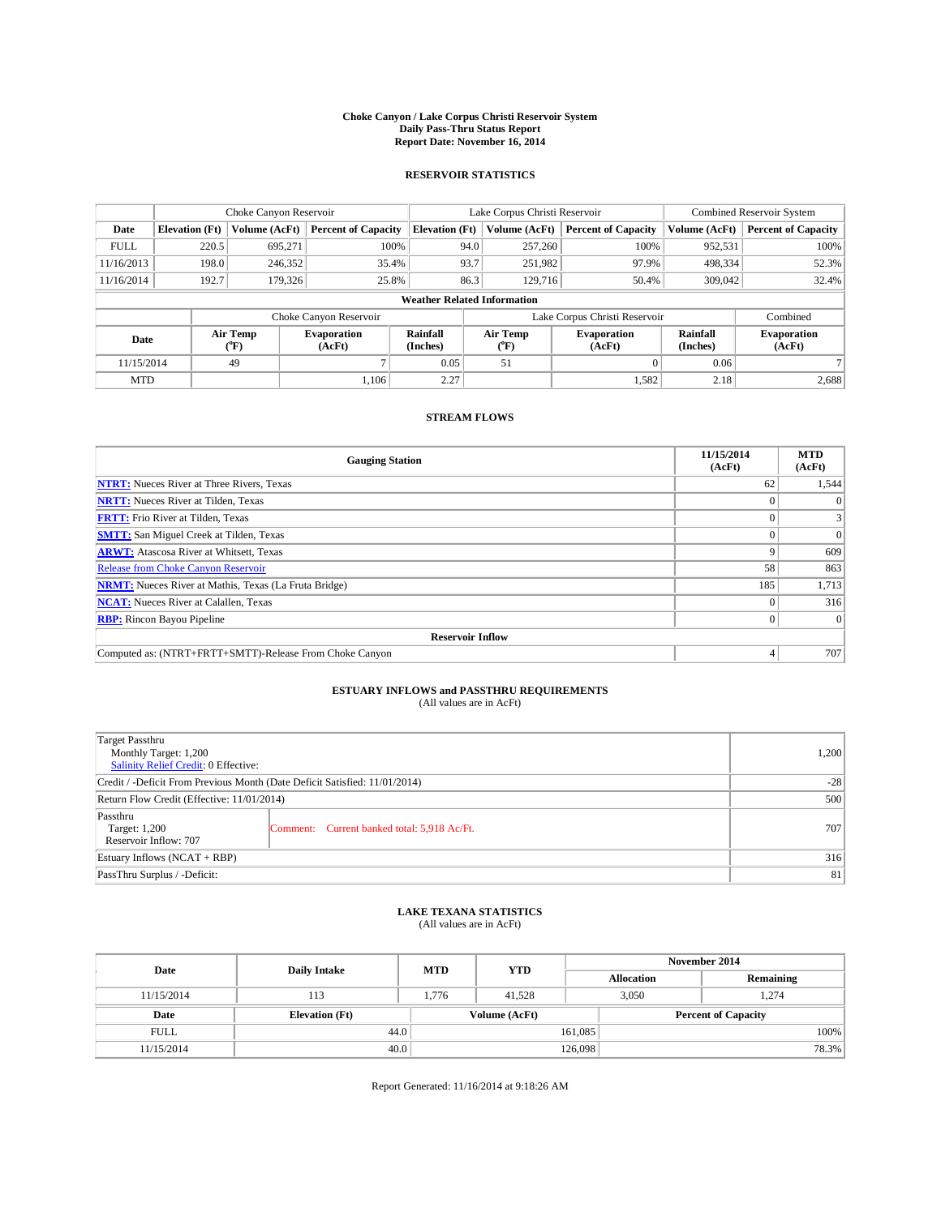# Choke Canyon / Lake Corpus Christi Reservoir System
## Daily Pass-Thru Status Report
### Report Date: November 16, 2014

## RESERVOIR STATISTICS

| | Choke Canyon Reservoir | | | Lake Corpus Christi Reservoir | | | Combined Reservoir System | |
|---|---|---|---|---|---|---|---|---|
| Date | Elevation (Ft) | Volume (AcFt) | Percent of Capacity | Elevation (Ft) | Volume (AcFt) | Percent of Capacity | Volume (AcFt) | Percent of Capacity |
| FULL | 220.5 | 695,271 | 100% | 94.0 | 257,260 | 100% | 952,531 | 100% |
| 11/16/2013 | 198.0 | 246,352 | 35.4% | 93.7 | 251,982 | 97.9% | 498,334 | 52.3% |
| 11/16/2014 | 192.7 | 179,326 | 25.8% | 86.3 | 129,716 | 50.4% | 309,042 | 32.4% |

**Weather Related Information**

| | Choke Canyon Reservoir | | | Lake Corpus Christi Reservoir | | | Combined |
|---|---|---|---|---|---|---|---|
| Date | Air Temp (°F) | Evaporation (AcFt) | Rainfall (Inches) | Air Temp (°F) | Evaporation (AcFt) | Rainfall (Inches) | Evaporation (AcFt) |
| 11/15/2014 | 49 | 7 | 0.05 | 51 | 0 | 0.06 | 7 |
| MTD | | 1,106 | 2.27 | | 1,582 | 2.18 | 2,688 |

## STREAM FLOWS

| Gauging Station | 11/15/2014 (AcFt) | MTD (AcFt) |
|---|---|---|
| **NTRT:** Nueces River at Three Rivers, Texas | 62 | 1,544 |
| **NRTT:** Nueces River at Tilden, Texas | 0 | 0 |
| **FRTT:** Frio River at Tilden, Texas | 0 | 3 |
| **SMTT:** San Miguel Creek at Tilden, Texas | 0 | 0 |
| **ARWT:** Atascosa River at Whitsett, Texas | 9 | 609 |
| Release from Choke Canyon Reservoir | 58 | 863 |
| **NRMT:** Nueces River at Mathis, Texas (La Fruta Bridge) | 185 | 1,713 |
| **NCAT:** Nueces River at Calallen, Texas | 0 | 316 |
| **RBP:** Rincon Bayou Pipeline | 0 | 0 |
| **Reservoir Inflow** | | |
| Computed as: (NTRT+FRTT+SMTT)-Release From Choke Canyon | 4 | 707 |

## ESTUARY INFLOWS and PASSTHRU REQUIREMENTS
(All values are in AcFt)

| | | |
|---|---|---|
| Target Passthru<br>Monthly Target: 1,200<br>Salinity Relief Credit: 0 Effective: | | 1,200 |
| Credit / -Deficit From Previous Month (Date Deficit Satisfied: 11/01/2014) | | -28 |
| Return Flow Credit (Effective: 11/01/2014) | | 500 |
| Passthru<br>Target: 1,200<br>Reservoir Inflow: 707 | Comment: Current banked total: 5,918 Ac/Ft. | 707 |
| Estuary Inflows (NCAT + RBP) | | 316 |
| PassThru Surplus / -Deficit: | | 81 |

## LAKE TEXANA STATISTICS
(All values are in AcFt)

| Date | Daily Intake | MTD | YTD | November 2014 Allocation | November 2014 Remaining |
|---|---|---|---|---|---|
| 11/15/2014 | 113 | 1,776 | 41,528 | 3,050 | 1,274 |

| Date | Elevation (Ft) | Volume (AcFt) | Percent of Capacity |
|---|---|---|---|
| FULL | 44.0 | 161,085 | 100% |
| 11/15/2014 | 40.0 | 126,098 | 78.3% |

Report Generated: 11/16/2014 at 9:18:26 AM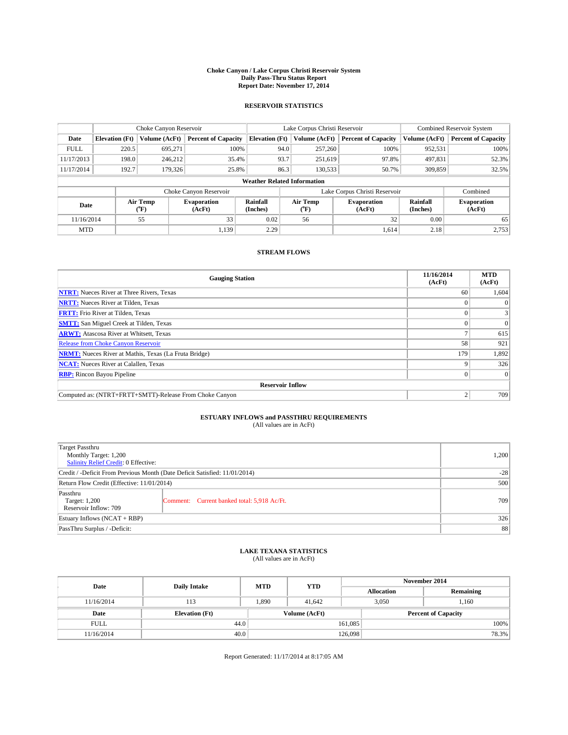# Choke Canyon / Lake Corpus Christi Reservoir System
## Daily Pass-Thru Status Report
## Report Date: November 17, 2014

### RESERVOIR STATISTICS

| | Choke Canyon Reservoir | | | Lake Corpus Christi Reservoir | | | Combined Reservoir System | |
|---|---|---|---|---|---|---|---|---|
| Date | Elevation (Ft) | Volume (AcFt) | Percent of Capacity | Elevation (Ft) | Volume (AcFt) | Percent of Capacity | Volume (AcFt) | Percent of Capacity |
| FULL | 220.5 | 695,271 | 100% | 94.0 | 257,260 | 100% | 952,531 | 100% |
| 11/17/2013 | 198.0 | 246,212 | 35.4% | 93.7 | 251,619 | 97.8% | 497,831 | 52.3% |
| 11/17/2014 | 192.7 | 179,326 | 25.8% | 86.3 | 130,533 | 50.7% | 309,859 | 32.5% |

**Weather Related Information**

| | Choke Canyon Reservoir | | | Lake Corpus Christi Reservoir | | | Combined |
|---|---|---|---|---|---|---|---|
| Date | Air Temp (°F) | Evaporation (AcFt) | Rainfall (Inches) | Air Temp (°F) | Evaporation (AcFt) | Rainfall (Inches) | Evaporation (AcFt) |
| 11/16/2014 | 55 | 33 | 0.02 | 56 | 32 | 0.00 | 65 |
| MTD | | 1,139 | 2.29 | | 1,614 | 2.18 | 2,753 |

### STREAM FLOWS

| Gauging Station | 11/16/2014 (AcFt) | MTD (AcFt) |
|---|---|---|
| NTRT: Nueces River at Three Rivers, Texas | 60 | 1,604 |
| NRTT: Nueces River at Tilden, Texas | 0 | 0 |
| FRTT: Frio River at Tilden, Texas | 0 | 3 |
| SMTT: San Miguel Creek at Tilden, Texas | 0 | 0 |
| ARWT: Atascosa River at Whitsett, Texas | 7 | 615 |
| Release from Choke Canyon Reservoir | 58 | 921 |
| NRMT: Nueces River at Mathis, Texas (La Fruta Bridge) | 179 | 1,892 |
| NCAT: Nueces River at Calallen, Texas | 9 | 326 |
| RBP: Rincon Bayou Pipeline | 0 | 0 |
| **Reservoir Inflow** | | |
| Computed as: (NTRT+FRTT+SMTT)-Release From Choke Canyon | 2 | 709 |

### ESTUARY INFLOWS and PASSTHRU REQUIREMENTS
(All values are in AcFt)

| | | |
|---|---|---|
| Target Passthru<br>Monthly Target: 1,200<br>Salinity Relief Credit: 0 Effective: | | 1,200 |
| Credit / -Deficit From Previous Month (Date Deficit Satisfied: 11/01/2014) | | -28 |
| Return Flow Credit (Effective: 11/01/2014) | | 500 |
| Passthru<br>Target: 1,200<br>Reservoir Inflow: 709 | Comment: Current banked total: 5,918 Ac/Ft. | 709 |
| Estuary Inflows (NCAT + RBP) | | 326 |
| PassThru Surplus / -Deficit: | | 88 |

### LAKE TEXANA STATISTICS
(All values are in AcFt)

| Date | Daily Intake | MTD | YTD | November 2014 Allocation | November 2014 Remaining |
|---|---|---|---|---|---|
| 11/16/2014 | 113 | 1,890 | 41,642 | 3,050 | 1,160 |

| Date | Elevation (Ft) | Volume (AcFt) | Percent of Capacity |
|---|---|---|---|
| FULL | 44.0 | 161,085 | 100% |
| 11/16/2014 | 40.0 | 126,098 | 78.3% |

Report Generated: 11/17/2014 at 8:17:05 AM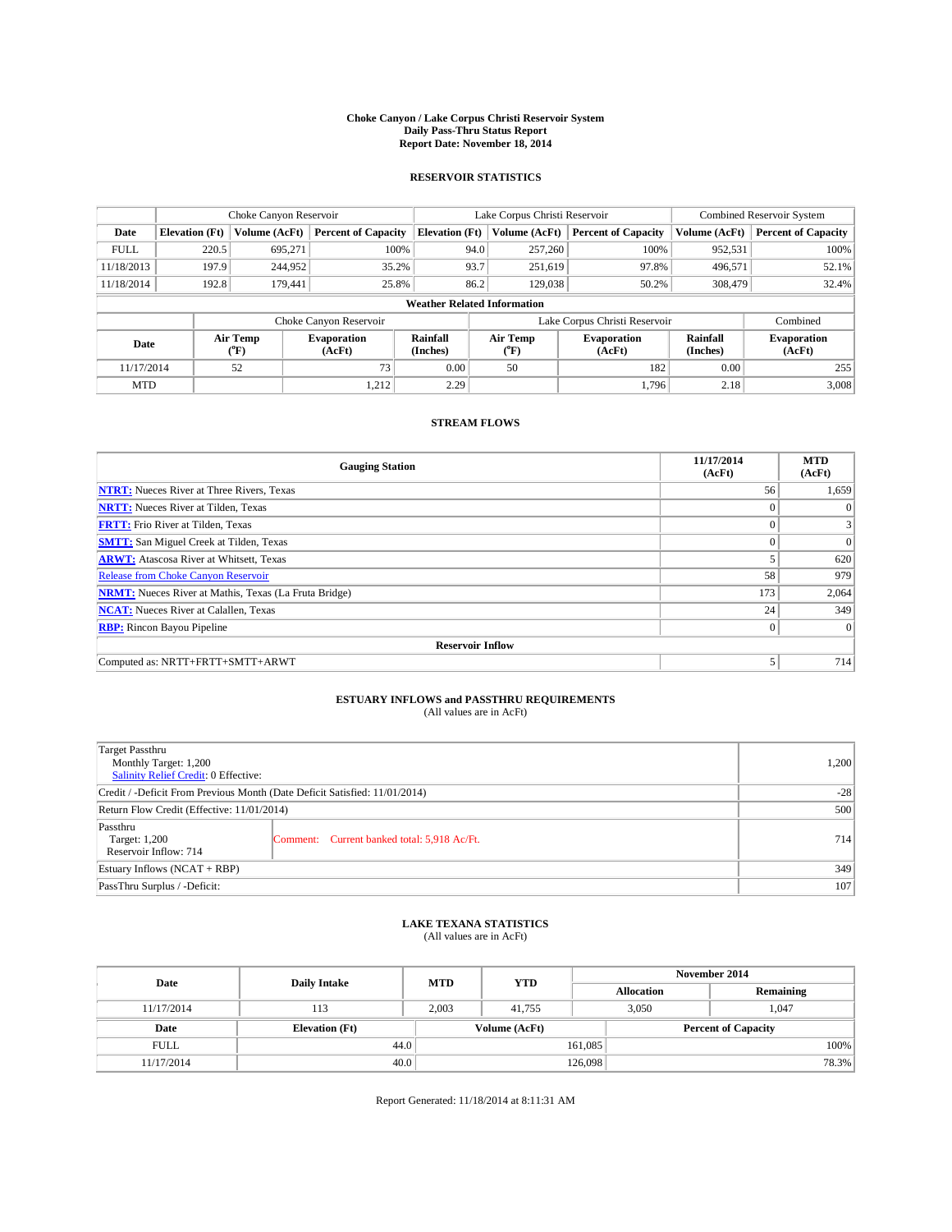**Choke Canyon / Lake Corpus Christi Reservoir System**
**Daily Pass-Thru Status Report**
**Report Date: November 18, 2014**

## RESERVOIR STATISTICS

| | Choke Canyon Reservoir | | | Lake Corpus Christi Reservoir | | | Combined Reservoir System | |
|---|---|---|---|---|---|---|---|---|
| **Date** | **Elevation (Ft)** | **Volume (AcFt)** | **Percent of Capacity** | **Elevation (Ft)** | **Volume (AcFt)** | **Percent of Capacity** | **Volume (AcFt)** | **Percent of Capacity** |
| FULL | 220.5 | 695,271 | 100% | 94.0 | 257,260 | 100% | 952,531 | 100% |
| 11/18/2013 | 197.9 | 244,952 | 35.2% | 93.7 | 251,619 | 97.8% | 496,571 | 52.1% |
| 11/18/2014 | 192.8 | 179,441 | 25.8% | 86.2 | 129,038 | 50.2% | 308,479 | 32.4% |

**Weather Related Information**

| | Choke Canyon Reservoir | | | Lake Corpus Christi Reservoir | | | Combined |
|---|---|---|---|---|---|---|---|
| **Date** | **Air Temp (°F)** | **Evaporation (AcFt)** | **Rainfall (Inches)** | **Air Temp (°F)** | **Evaporation (AcFt)** | **Rainfall (Inches)** | **Evaporation (AcFt)** |
| 11/17/2014 | 52 | 73 | 0.00 | 50 | 182 | 0.00 | 255 |
| MTD | | 1,212 | 2.29 | | 1,796 | 2.18 | 3,008 |

## STREAM FLOWS

| Gauging Station | 11/17/2014 (AcFt) | MTD (AcFt) |
|---|---|---|
| **NTRT:** Nueces River at Three Rivers, Texas | 56 | 1,659 |
| **NRTT:** Nueces River at Tilden, Texas | 0 | 0 |
| **FRTT:** Frio River at Tilden, Texas | 0 | 3 |
| **SMTT:** San Miguel Creek at Tilden, Texas | 0 | 0 |
| **ARWT:** Atascosa River at Whitsett, Texas | 5 | 620 |
| Release from Choke Canyon Reservoir | 58 | 979 |
| **NRMT:** Nueces River at Mathis, Texas (La Fruta Bridge) | 173 | 2,064 |
| **NCAT:** Nueces River at Calallen, Texas | 24 | 349 |
| **RBP:** Rincon Bayou Pipeline | 0 | 0 |
| **Reservoir Inflow** | | |
| Computed as: NRTT+FRTT+SMTT+ARWT | 5 | 714 |

## ESTUARY INFLOWS and PASSTHRU REQUIREMENTS
(All values are in AcFt)

| | |
|---|---|
| Target Passthru<br>Monthly Target: 1,200<br>Salinity Relief Credit: 0 Effective: | 1,200 |
| Credit / -Deficit From Previous Month (Date Deficit Satisfied: 11/01/2014) | -28 |
| Return Flow Credit (Effective: 11/01/2014) | 500 |
| Passthru<br>Target: 1,200<br>Reservoir Inflow: 714 — Comment: Current banked total: 5,918 Ac/Ft. | 714 |
| Estuary Inflows (NCAT + RBP) | 349 |
| PassThru Surplus / -Deficit: | 107 |

## LAKE TEXANA STATISTICS
(All values are in AcFt)

| Date | Daily Intake | MTD | YTD | November 2014 Allocation | November 2014 Remaining |
|---|---|---|---|---|---|
| 11/17/2014 | 113 | 2,003 | 41,755 | 3,050 | 1,047 |

| Date | Elevation (Ft) | Volume (AcFt) | Percent of Capacity |
|---|---|---|---|
| FULL | 44.0 | 161,085 | 100% |
| 11/17/2014 | 40.0 | 126,098 | 78.3% |

Report Generated: 11/18/2014 at 8:11:31 AM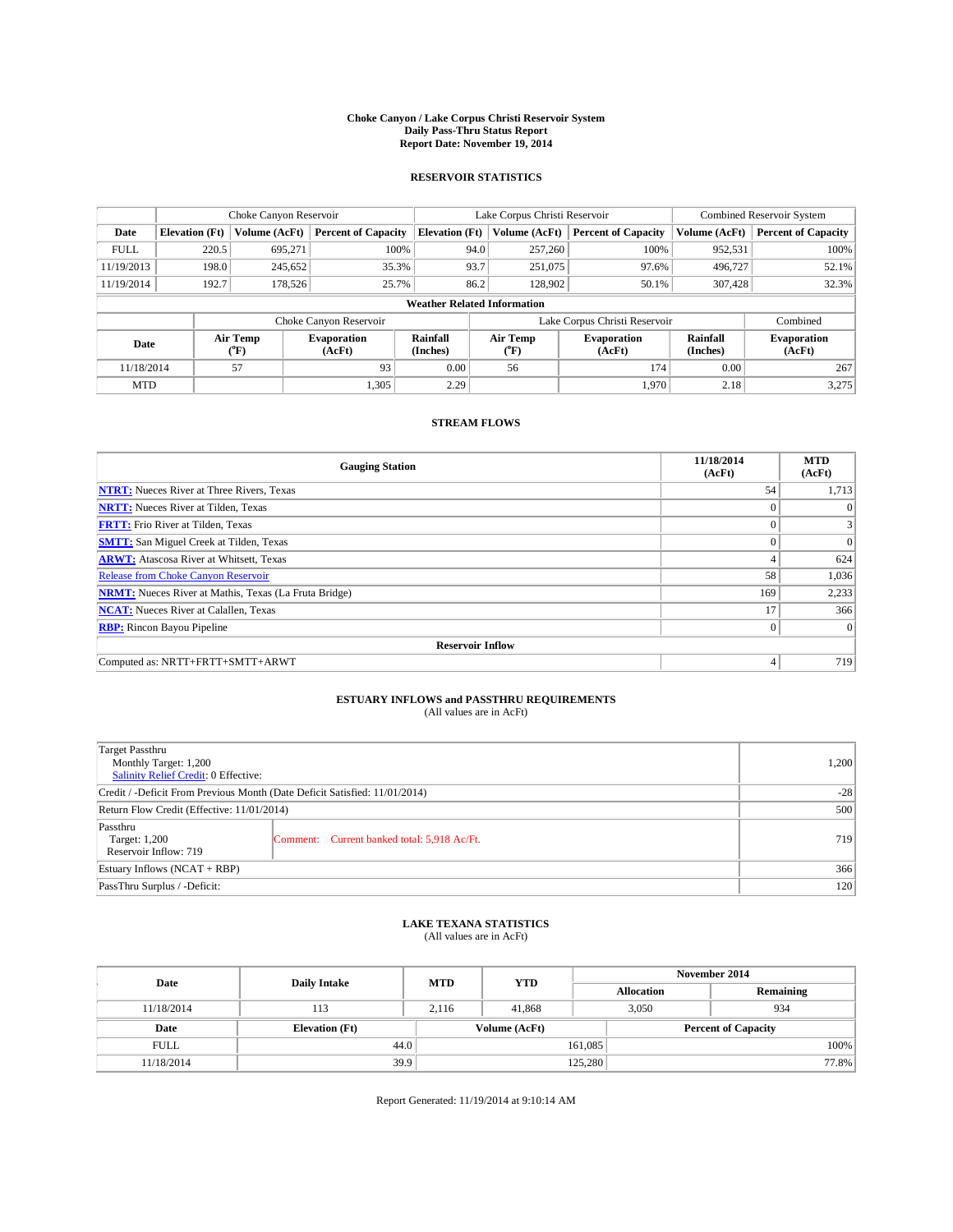**Choke Canyon / Lake Corpus Christi Reservoir System**
**Daily Pass-Thru Status Report**
**Report Date: November 19, 2014**

## RESERVOIR STATISTICS

| | Choke Canyon Reservoir | | | Lake Corpus Christi Reservoir | | | Combined Reservoir System | |
|---|---|---|---|---|---|---|---|---|
| Date | Elevation (Ft) | Volume (AcFt) | Percent of Capacity | Elevation (Ft) | Volume (AcFt) | Percent of Capacity | Volume (AcFt) | Percent of Capacity |
| FULL | 220.5 | 695,271 | 100% | 94.0 | 257,260 | 100% | 952,531 | 100% |
| 11/19/2013 | 198.0 | 245,652 | 35.3% | 93.7 | 251,075 | 97.6% | 496,727 | 52.1% |
| 11/19/2014 | 192.7 | 178,526 | 25.7% | 86.2 | 128,902 | 50.1% | 307,428 | 32.3% |

**Weather Related Information**

| | Choke Canyon Reservoir | | | Lake Corpus Christi Reservoir | | | Combined |
|---|---|---|---|---|---|---|---|
| Date | Air Temp (°F) | Evaporation (AcFt) | Rainfall (Inches) | Air Temp (°F) | Evaporation (AcFt) | Rainfall (Inches) | Evaporation (AcFt) |
| 11/18/2014 | 57 | 93 | 0.00 | 56 | 174 | 0.00 | 267 |
| MTD | | 1,305 | 2.29 | | 1,970 | 2.18 | 3,275 |

## STREAM FLOWS

| Gauging Station | 11/18/2014 (AcFt) | MTD (AcFt) |
|---|---|---|
| **NTRT:** Nueces River at Three Rivers, Texas | 54 | 1,713 |
| **NRTT:** Nueces River at Tilden, Texas | 0 | 0 |
| **FRTT:** Frio River at Tilden, Texas | 0 | 3 |
| **SMTT:** San Miguel Creek at Tilden, Texas | 0 | 0 |
| **ARWT:** Atascosa River at Whitsett, Texas | 4 | 624 |
| Release from Choke Canyon Reservoir | 58 | 1,036 |
| **NRMT:** Nueces River at Mathis, Texas (La Fruta Bridge) | 169 | 2,233 |
| **NCAT:** Nueces River at Calallen, Texas | 17 | 366 |
| **RBP:** Rincon Bayou Pipeline | 0 | 0 |
| **Reservoir Inflow** | | |
| Computed as: NRTT+FRTT+SMTT+ARWT | 4 | 719 |

## ESTUARY INFLOWS and PASSTHRU REQUIREMENTS

(All values are in AcFt)

| | | |
|---|---|---|
| Target Passthru<br>Monthly Target: 1,200<br>Salinity Relief Credit: 0 Effective: | | 1,200 |
| Credit / -Deficit From Previous Month (Date Deficit Satisfied: 11/01/2014) | | -28 |
| Return Flow Credit (Effective: 11/01/2014) | | 500 |
| Passthru<br>Target: 1,200<br>Reservoir Inflow: 719 | Comment: Current banked total: 5,918 Ac/Ft. | 719 |
| Estuary Inflows (NCAT + RBP) | | 366 |
| PassThru Surplus / -Deficit: | | 120 |

## LAKE TEXANA STATISTICS

(All values are in AcFt)

| Date | Daily Intake | MTD | YTD | November 2014 Allocation | November 2014 Remaining |
|---|---|---|---|---|---|
| 11/18/2014 | 113 | 2,116 | 41,868 | 3,050 | 934 |

| Date | Elevation (Ft) | Volume (AcFt) | Percent of Capacity |
|---|---|---|---|
| FULL | 44.0 | 161,085 | 100% |
| 11/18/2014 | 39.9 | 125,280 | 77.8% |

Report Generated: 11/19/2014 at 9:10:14 AM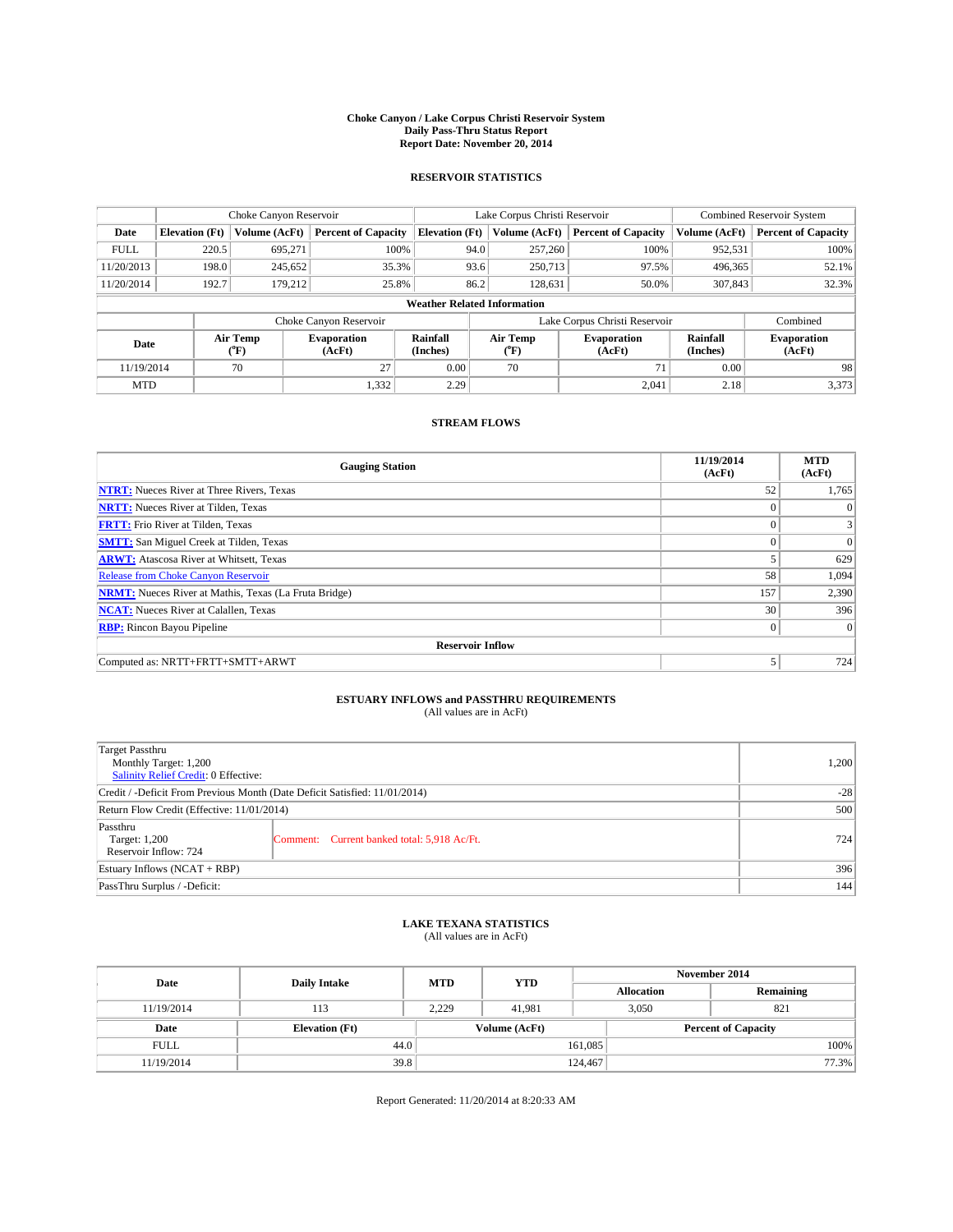# Choke Canyon / Lake Corpus Christi Reservoir System
## Daily Pass-Thru Status Report
### Report Date: November 20, 2014

## RESERVOIR STATISTICS

| | Choke Canyon Reservoir | | | Lake Corpus Christi Reservoir | | | Combined Reservoir System | |
|---|---|---|---|---|---|---|---|---|
| Date | Elevation (Ft) | Volume (AcFt) | Percent of Capacity | Elevation (Ft) | Volume (AcFt) | Percent of Capacity | Volume (AcFt) | Percent of Capacity |
| FULL | 220.5 | 695,271 | 100% | 94.0 | 257,260 | 100% | 952,531 | 100% |
| 11/20/2013 | 198.0 | 245,652 | 35.3% | 93.6 | 250,713 | 97.5% | 496,365 | 52.1% |
| 11/20/2014 | 192.7 | 179,212 | 25.8% | 86.2 | 128,631 | 50.0% | 307,843 | 32.3% |

**Weather Related Information**

| | Choke Canyon Reservoir | | | Lake Corpus Christi Reservoir | | | Combined |
|---|---|---|---|---|---|---|---|
| Date | Air Temp (°F) | Evaporation (AcFt) | Rainfall (Inches) | Air Temp (°F) | Evaporation (AcFt) | Rainfall (Inches) | Evaporation (AcFt) |
| 11/19/2014 | 70 | 27 | 0.00 | 70 | 71 | 0.00 | 98 |
| MTD | | 1,332 | 2.29 | | 2,041 | 2.18 | 3,373 |

## STREAM FLOWS

| Gauging Station | 11/19/2014 (AcFt) | MTD (AcFt) |
|---|---|---|
| NTRT: Nueces River at Three Rivers, Texas | 52 | 1,765 |
| NRTT: Nueces River at Tilden, Texas | 0 | 0 |
| FRTT: Frio River at Tilden, Texas | 0 | 3 |
| SMTT: San Miguel Creek at Tilden, Texas | 0 | 0 |
| ARWT: Atascosa River at Whitsett, Texas | 5 | 629 |
| Release from Choke Canyon Reservoir | 58 | 1,094 |
| NRMT: Nueces River at Mathis, Texas (La Fruta Bridge) | 157 | 2,390 |
| NCAT: Nueces River at Calallen, Texas | 30 | 396 |
| RBP: Rincon Bayou Pipeline | 0 | 0 |
| **Reservoir Inflow** | | |
| Computed as: NRTT+FRTT+SMTT+ARWT | 5 | 724 |

## ESTUARY INFLOWS and PASSTHRU REQUIREMENTS
(All values are in AcFt)

| | | |
|---|---|---|
| Target Passthru<br>Monthly Target: 1,200<br>Salinity Relief Credit: 0 Effective: | | 1,200 |
| Credit / -Deficit From Previous Month (Date Deficit Satisfied: 11/01/2014) | | -28 |
| Return Flow Credit (Effective: 11/01/2014) | | 500 |
| Passthru<br>Target: 1,200<br>Reservoir Inflow: 724 | Comment: Current banked total: 5,918 Ac/Ft. | 724 |
| Estuary Inflows (NCAT + RBP) | | 396 |
| PassThru Surplus / -Deficit: | | 144 |

## LAKE TEXANA STATISTICS
(All values are in AcFt)

| Date | Daily Intake | MTD | YTD | November 2014 Allocation | November 2014 Remaining |
|---|---|---|---|---|---|
| 11/19/2014 | 113 | 2,229 | 41,981 | 3,050 | 821 |

| Date | Elevation (Ft) | Volume (AcFt) | Percent of Capacity |
|---|---|---|---|
| FULL | 44.0 | 161,085 | 100% |
| 11/19/2014 | 39.8 | 124,467 | 77.3% |

Report Generated: 11/20/2014 at 8:20:33 AM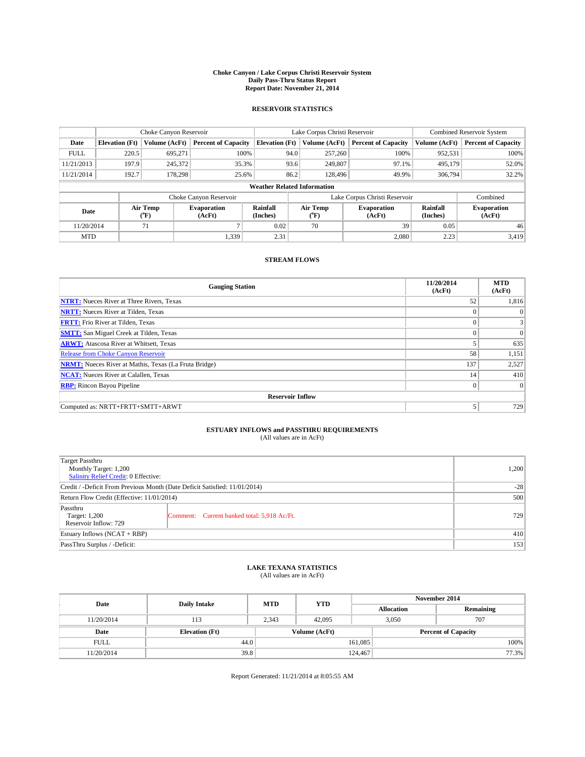# Choke Canyon / Lake Corpus Christi Reservoir System
## Daily Pass-Thru Status Report
## Report Date: November 21, 2014

### RESERVOIR STATISTICS

| | Choke Canyon Reservoir | | | Lake Corpus Christi Reservoir | | | Combined Reservoir System | |
|---|---|---|---|---|---|---|---|---|
| Date | Elevation (Ft) | Volume (AcFt) | Percent of Capacity | Elevation (Ft) | Volume (AcFt) | Percent of Capacity | Volume (AcFt) | Percent of Capacity |
| FULL | 220.5 | 695,271 | 100% | 94.0 | 257,260 | 100% | 952,531 | 100% |
| 11/21/2013 | 197.9 | 245,372 | 35.3% | 93.6 | 249,807 | 97.1% | 495,179 | 52.0% |
| 11/21/2014 | 192.7 | 178,298 | 25.6% | 86.2 | 128,496 | 49.9% | 306,794 | 32.2% |

**Weather Related Information**

| | Choke Canyon Reservoir | | | Lake Corpus Christi Reservoir | | | Combined |
|---|---|---|---|---|---|---|---|
| Date | Air Temp (°F) | Evaporation (AcFt) | Rainfall (Inches) | Air Temp (°F) | Evaporation (AcFt) | Rainfall (Inches) | Evaporation (AcFt) |
| 11/20/2014 | 71 | 7 | 0.02 | 70 | 39 | 0.05 | 46 |
| MTD | | 1,339 | 2.31 | | 2,080 | 2.23 | 3,419 |

### STREAM FLOWS

| Gauging Station | 11/20/2014 (AcFt) | MTD (AcFt) |
|---|---|---|
| NTRT: Nueces River at Three Rivers, Texas | 52 | 1,816 |
| NRTT: Nueces River at Tilden, Texas | 0 | 0 |
| FRTT: Frio River at Tilden, Texas | 0 | 3 |
| SMTT: San Miguel Creek at Tilden, Texas | 0 | 0 |
| ARWT: Atascosa River at Whitsett, Texas | 5 | 635 |
| Release from Choke Canyon Reservoir | 58 | 1,151 |
| NRMT: Nueces River at Mathis, Texas (La Fruta Bridge) | 137 | 2,527 |
| NCAT: Nueces River at Calallen, Texas | 14 | 410 |
| RBP: Rincon Bayou Pipeline | 0 | 0 |
| **Reservoir Inflow** | | |
| Computed as: NRTT+FRTT+SMTT+ARWT | 5 | 729 |

### ESTUARY INFLOWS and PASSTHRU REQUIREMENTS
(All values are in AcFt)

| | | |
|---|---|---|
| Target Passthru<br>Monthly Target: 1,200<br>Salinity Relief Credit: 0 Effective: | | 1,200 |
| Credit / -Deficit From Previous Month (Date Deficit Satisfied: 11/01/2014) | | -28 |
| Return Flow Credit (Effective: 11/01/2014) | | 500 |
| Passthru<br>Target: 1,200<br>Reservoir Inflow: 729 | Comment: Current banked total: 5,918 Ac/Ft. | 729 |
| Estuary Inflows (NCAT + RBP) | | 410 |
| PassThru Surplus / -Deficit: | | 153 |

### LAKE TEXANA STATISTICS
(All values are in AcFt)

| Date | Daily Intake | MTD | YTD | November 2014 Allocation | November 2014 Remaining |
|---|---|---|---|---|---|
| 11/20/2014 | 113 | 2,343 | 42,095 | 3,050 | 707 |

| Date | Elevation (Ft) | Volume (AcFt) | Percent of Capacity |
|---|---|---|---|
| FULL | 44.0 | 161,085 | 100% |
| 11/20/2014 | 39.8 | 124,467 | 77.3% |

Report Generated: 11/21/2014 at 8:05:55 AM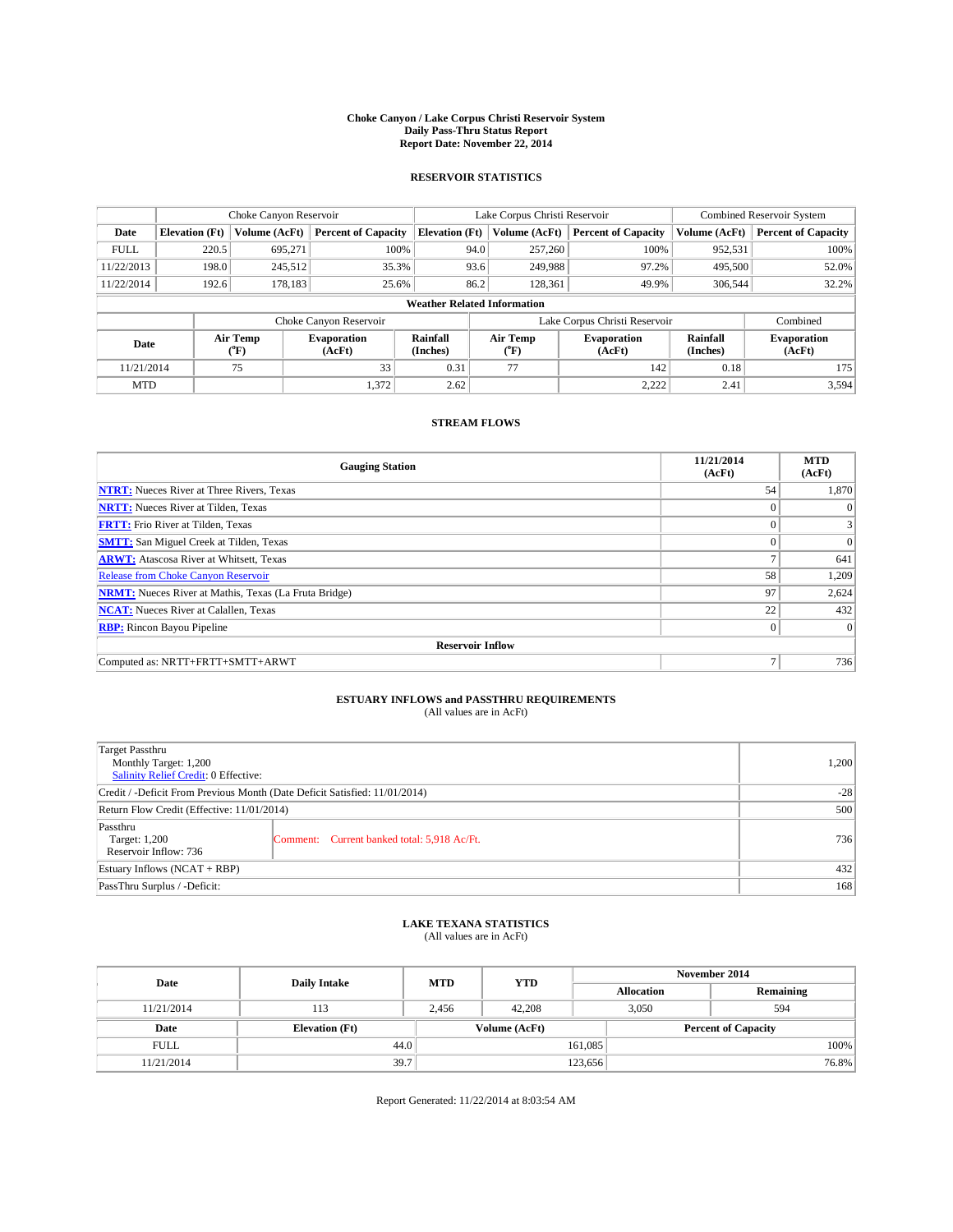# Choke Canyon / Lake Corpus Christi Reservoir System
## Daily Pass-Thru Status Report
## Report Date: November 22, 2014

### RESERVOIR STATISTICS

| | Choke Canyon Reservoir | | | Lake Corpus Christi Reservoir | | | Combined Reservoir System | |
|---|---|---|---|---|---|---|---|---|
| Date | Elevation (Ft) | Volume (AcFt) | Percent of Capacity | Elevation (Ft) | Volume (AcFt) | Percent of Capacity | Volume (AcFt) | Percent of Capacity |
| FULL | 220.5 | 695,271 | 100% | 94.0 | 257,260 | 100% | 952,531 | 100% |
| 11/22/2013 | 198.0 | 245,512 | 35.3% | 93.6 | 249,988 | 97.2% | 495,500 | 52.0% |
| 11/22/2014 | 192.6 | 178,183 | 25.6% | 86.2 | 128,361 | 49.9% | 306,544 | 32.2% |

**Weather Related Information**

| | Choke Canyon Reservoir | | | Lake Corpus Christi Reservoir | | | Combined |
|---|---|---|---|---|---|---|---|
| Date | Air Temp (°F) | Evaporation (AcFt) | Rainfall (Inches) | Air Temp (°F) | Evaporation (AcFt) | Rainfall (Inches) | Evaporation (AcFt) |
| 11/21/2014 | 75 | 33 | 0.31 | 77 | 142 | 0.18 | 175 |
| MTD | | 1,372 | 2.62 | | 2,222 | 2.41 | 3,594 |

### STREAM FLOWS

| Gauging Station | 11/21/2014 (AcFt) | MTD (AcFt) |
|---|---|---|
| NTRT: Nueces River at Three Rivers, Texas | 54 | 1,870 |
| NRTT: Nueces River at Tilden, Texas | 0 | 0 |
| FRTT: Frio River at Tilden, Texas | 0 | 3 |
| SMTT: San Miguel Creek at Tilden, Texas | 0 | 0 |
| ARWT: Atascosa River at Whitsett, Texas | 7 | 641 |
| Release from Choke Canyon Reservoir | 58 | 1,209 |
| NRMT: Nueces River at Mathis, Texas (La Fruta Bridge) | 97 | 2,624 |
| NCAT: Nueces River at Calallen, Texas | 22 | 432 |
| RBP: Rincon Bayou Pipeline | 0 | 0 |
| **Reservoir Inflow** | | |
| Computed as: NRTT+FRTT+SMTT+ARWT | 7 | 736 |

### ESTUARY INFLOWS and PASSTHRU REQUIREMENTS
(All values are in AcFt)

| | | |
|---|---|---|
| Target Passthru<br>Monthly Target: 1,200<br>Salinity Relief Credit: 0 Effective: | | 1,200 |
| Credit / -Deficit From Previous Month (Date Deficit Satisfied: 11/01/2014) | | -28 |
| Return Flow Credit (Effective: 11/01/2014) | | 500 |
| Passthru<br>Target: 1,200<br>Reservoir Inflow: 736 | Comment: Current banked total: 5,918 Ac/Ft. | 736 |
| Estuary Inflows (NCAT + RBP) | | 432 |
| PassThru Surplus / -Deficit: | | 168 |

### LAKE TEXANA STATISTICS
(All values are in AcFt)

| Date | Daily Intake | MTD | YTD | November 2014 Allocation | November 2014 Remaining |
|---|---|---|---|---|---|
| 11/21/2014 | 113 | 2,456 | 42,208 | 3,050 | 594 |

| Date | Elevation (Ft) | Volume (AcFt) | Percent of Capacity |
|---|---|---|---|
| FULL | 44.0 | 161,085 | 100% |
| 11/21/2014 | 39.7 | 123,656 | 76.8% |

Report Generated: 11/22/2014 at 8:03:54 AM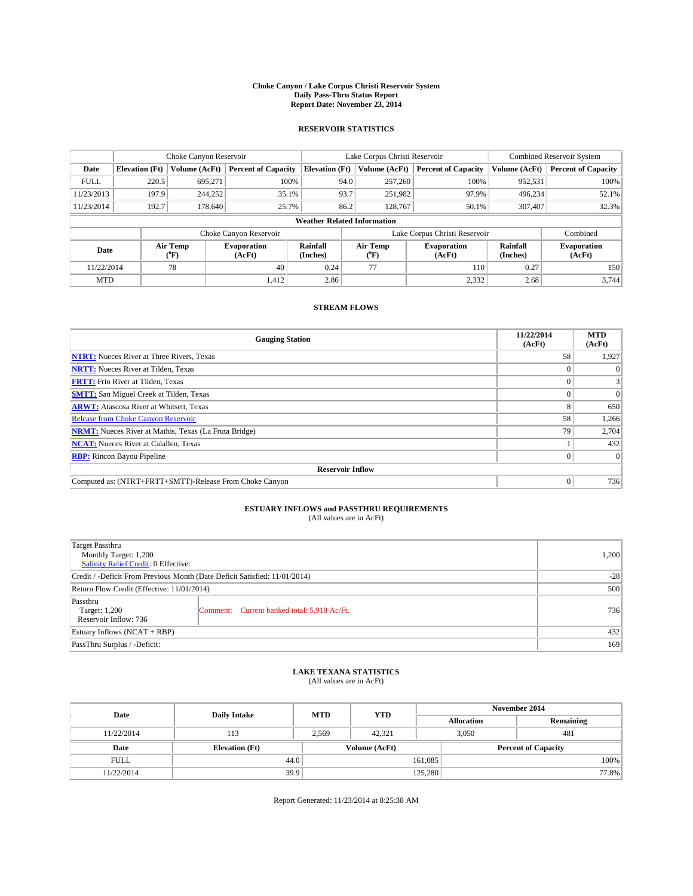**Choke Canyon / Lake Corpus Christi Reservoir System**
**Daily Pass-Thru Status Report**
**Report Date: November 23, 2014**

### RESERVOIR STATISTICS

| | Choke Canyon Reservoir | | | Lake Corpus Christi Reservoir | | | Combined Reservoir System | |
|---|---|---|---|---|---|---|---|---|
| Date | Elevation (Ft) | Volume (AcFt) | Percent of Capacity | Elevation (Ft) | Volume (AcFt) | Percent of Capacity | Volume (AcFt) | Percent of Capacity |
| FULL | 220.5 | 695,271 | 100% | 94.0 | 257,260 | 100% | 952,531 | 100% |
| 11/23/2013 | 197.9 | 244,252 | 35.1% | 93.7 | 251,982 | 97.9% | 496,234 | 52.1% |
| 11/23/2014 | 192.7 | 178,640 | 25.7% | 86.2 | 128,767 | 50.1% | 307,407 | 32.3% |

**Weather Related Information**

| | Choke Canyon Reservoir | | | Lake Corpus Christi Reservoir | | | Combined |
|---|---|---|---|---|---|---|---|
| Date | Air Temp (°F) | Evaporation (AcFt) | Rainfall (Inches) | Air Temp (°F) | Evaporation (AcFt) | Rainfall (Inches) | Evaporation (AcFt) |
| 11/22/2014 | 78 | 40 | 0.24 | 77 | 110 | 0.27 | 150 |
| MTD | | 1,412 | 2.86 | | 2,332 | 2.68 | 3,744 |

### STREAM FLOWS

| Gauging Station | 11/22/2014 (AcFt) | MTD (AcFt) |
|---|---|---|
| NTRT: Nueces River at Three Rivers, Texas | 58 | 1,927 |
| NRTT: Nueces River at Tilden, Texas | 0 | 0 |
| FRTT: Frio River at Tilden, Texas | 0 | 3 |
| SMTT: San Miguel Creek at Tilden, Texas | 0 | 0 |
| ARWT: Atascosa River at Whitsett, Texas | 8 | 650 |
| Release from Choke Canyon Reservoir | 58 | 1,266 |
| NRMT: Nueces River at Mathis, Texas (La Fruta Bridge) | 79 | 2,704 |
| NCAT: Nueces River at Calallen, Texas | 1 | 432 |
| RBP: Rincon Bayou Pipeline | 0 | 0 |
| **Reservoir Inflow** | | |
| Computed as: (NTRT+FRTT+SMTT)-Release From Choke Canyon | 0 | 736 |

### ESTUARY INFLOWS and PASSTHRU REQUIREMENTS
(All values are in AcFt)

| | | |
|---|---|---|
| Target Passthru<br>Monthly Target: 1,200<br>Salinity Relief Credit: 0 Effective: | | 1,200 |
| Credit / -Deficit From Previous Month (Date Deficit Satisfied: 11/01/2014) | | -28 |
| Return Flow Credit (Effective: 11/01/2014) | | 500 |
| Passthru<br>Target: 1,200<br>Reservoir Inflow: 736 | Comment: Current banked total: 5,918 Ac/Ft. | 736 |
| Estuary Inflows (NCAT + RBP) | | 432 |
| PassThru Surplus / -Deficit: | | 169 |

### LAKE TEXANA STATISTICS
(All values are in AcFt)

| Date | Daily Intake | MTD | YTD | November 2014 Allocation | November 2014 Remaining |
|---|---|---|---|---|---|
| 11/22/2014 | 113 | 2,569 | 42,321 | 3,050 | 481 |

| Date | Elevation (Ft) | Volume (AcFt) | Percent of Capacity |
|---|---|---|---|
| FULL | 44.0 | 161,085 | 100% |
| 11/22/2014 | 39.9 | 125,280 | 77.8% |

Report Generated: 11/23/2014 at 8:25:38 AM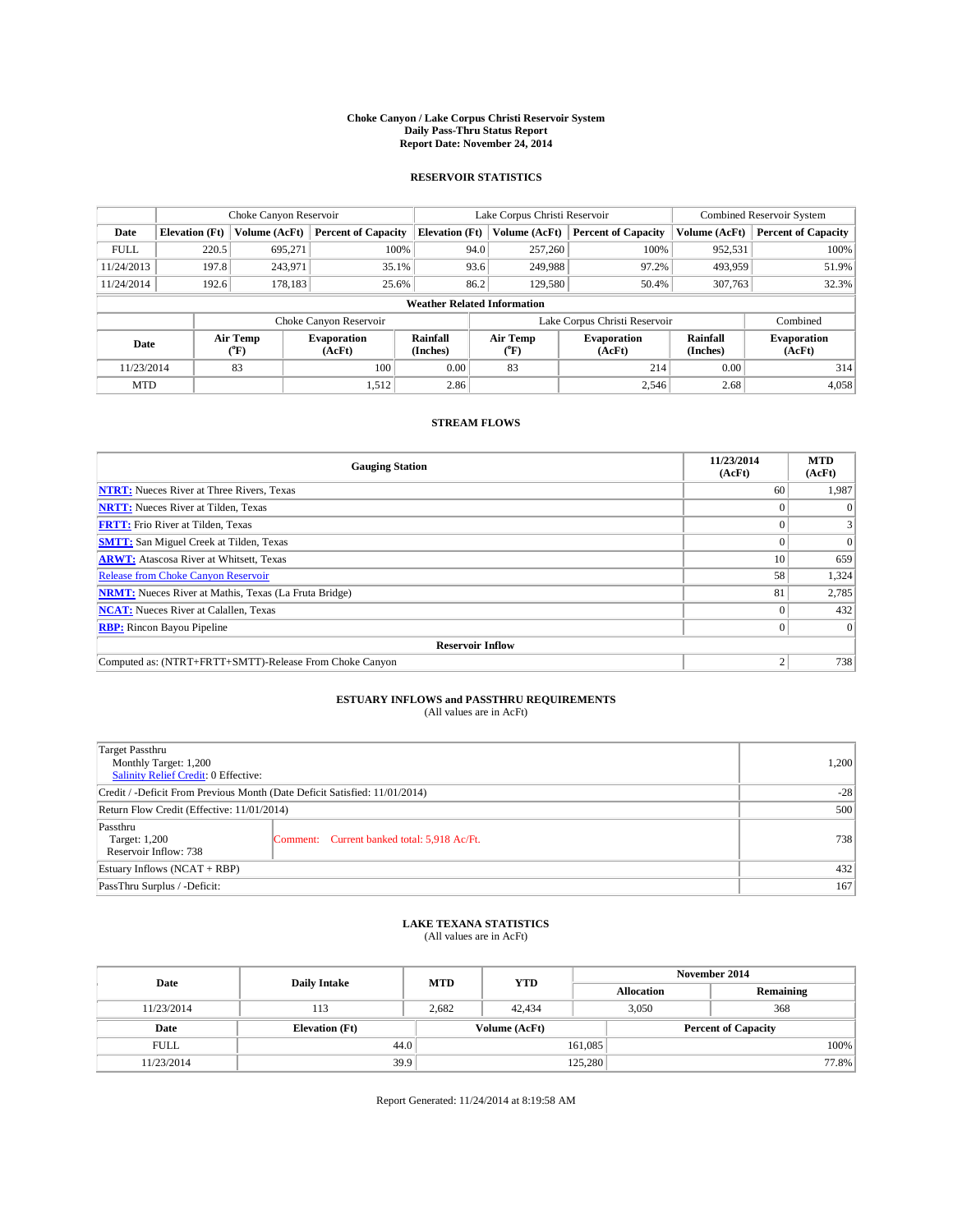**Choke Canyon / Lake Corpus Christi Reservoir System**
**Daily Pass-Thru Status Report**
**Report Date: November 24, 2014**

## RESERVOIR STATISTICS

| | Choke Canyon Reservoir | | | Lake Corpus Christi Reservoir | | | Combined Reservoir System | |
|---|---|---|---|---|---|---|---|---|
| **Date** | **Elevation (Ft)** | **Volume (AcFt)** | **Percent of Capacity** | **Elevation (Ft)** | **Volume (AcFt)** | **Percent of Capacity** | **Volume (AcFt)** | **Percent of Capacity** |
| FULL | 220.5 | 695,271 | 100% | 94.0 | 257,260 | 100% | 952,531 | 100% |
| 11/24/2013 | 197.8 | 243,971 | 35.1% | 93.6 | 249,988 | 97.2% | 493,959 | 51.9% |
| 11/24/2014 | 192.6 | 178,183 | 25.6% | 86.2 | 129,580 | 50.4% | 307,763 | 32.3% |

**Weather Related Information**

| | Choke Canyon Reservoir | | | Lake Corpus Christi Reservoir | | | Combined |
|---|---|---|---|---|---|---|---|
| **Date** | **Air Temp (°F)** | **Evaporation (AcFt)** | **Rainfall (Inches)** | **Air Temp (°F)** | **Evaporation (AcFt)** | **Rainfall (Inches)** | **Evaporation (AcFt)** |
| 11/23/2014 | 83 | 100 | 0.00 | 83 | 214 | 0.00 | 314 |
| MTD | | 1,512 | 2.86 | | 2,546 | 2.68 | 4,058 |

## STREAM FLOWS

| Gauging Station | 11/23/2014 (AcFt) | MTD (AcFt) |
|---|---|---|
| **NTRT:** Nueces River at Three Rivers, Texas | 60 | 1,987 |
| **NRTT:** Nueces River at Tilden, Texas | 0 | 0 |
| **FRTT:** Frio River at Tilden, Texas | 0 | 3 |
| **SMTT:** San Miguel Creek at Tilden, Texas | 0 | 0 |
| **ARWT:** Atascosa River at Whitsett, Texas | 10 | 659 |
| Release from Choke Canyon Reservoir | 58 | 1,324 |
| **NRMT:** Nueces River at Mathis, Texas (La Fruta Bridge) | 81 | 2,785 |
| **NCAT:** Nueces River at Calallen, Texas | 0 | 432 |
| **RBP:** Rincon Bayou Pipeline | 0 | 0 |
| **Reservoir Inflow** | | |
| Computed as: (NTRT+FRTT+SMTT)-Release From Choke Canyon | 2 | 738 |

## ESTUARY INFLOWS and PASSTHRU REQUIREMENTS

(All values are in AcFt)

| | | |
|---|---|---|
| Target Passthru<br>Monthly Target: 1,200<br>Salinity Relief Credit: 0 Effective: | | 1,200 |
| Credit / -Deficit From Previous Month (Date Deficit Satisfied: 11/01/2014) | | -28 |
| Return Flow Credit (Effective: 11/01/2014) | | 500 |
| Passthru<br>Target: 1,200<br>Reservoir Inflow: 738 | Comment: Current banked total: 5,918 Ac/Ft. | 738 |
| Estuary Inflows (NCAT + RBP) | | 432 |
| PassThru Surplus / -Deficit: | | 167 |

## LAKE TEXANA STATISTICS

(All values are in AcFt)

| Date | Daily Intake | MTD | YTD | November 2014 Allocation | November 2014 Remaining |
|---|---|---|---|---|---|
| 11/23/2014 | 113 | 2,682 | 42,434 | 3,050 | 368 |

| Date | Elevation (Ft) | Volume (AcFt) | Percent of Capacity |
|---|---|---|---|
| FULL | 44.0 | 161,085 | 100% |
| 11/23/2014 | 39.9 | 125,280 | 77.8% |

Report Generated: 11/24/2014 at 8:19:58 AM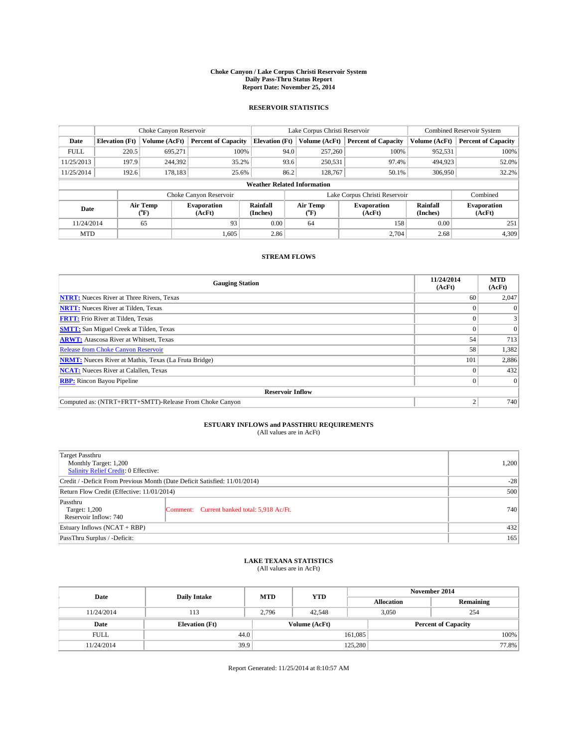**Choke Canyon / Lake Corpus Christi Reservoir System**
**Daily Pass-Thru Status Report**
**Report Date: November 25, 2014**

## RESERVOIR STATISTICS

| | Choke Canyon Reservoir | | | Lake Corpus Christi Reservoir | | | Combined Reservoir System | |
|---|---|---|---|---|---|---|---|---|
| Date | Elevation (Ft) | Volume (AcFt) | Percent of Capacity | Elevation (Ft) | Volume (AcFt) | Percent of Capacity | Volume (AcFt) | Percent of Capacity |
| FULL | 220.5 | 695,271 | 100% | 94.0 | 257,260 | 100% | 952,531 | 100% |
| 11/25/2013 | 197.9 | 244,392 | 35.2% | 93.6 | 250,531 | 97.4% | 494,923 | 52.0% |
| 11/25/2014 | 192.6 | 178,183 | 25.6% | 86.2 | 128,767 | 50.1% | 306,950 | 32.2% |

**Weather Related Information**

| | Choke Canyon Reservoir | | | Lake Corpus Christi Reservoir | | | Combined |
|---|---|---|---|---|---|---|---|
| Date | Air Temp (°F) | Evaporation (AcFt) | Rainfall (Inches) | Air Temp (°F) | Evaporation (AcFt) | Rainfall (Inches) | Evaporation (AcFt) |
| 11/24/2014 | 65 | 93 | 0.00 | 64 | 158 | 0.00 | 251 |
| MTD | | 1,605 | 2.86 | | 2,704 | 2.68 | 4,309 |

## STREAM FLOWS

| Gauging Station | 11/24/2014 (AcFt) | MTD (AcFt) |
|---|---|---|
| NTRT: Nueces River at Three Rivers, Texas | 60 | 2,047 |
| NRTT: Nueces River at Tilden, Texas | 0 | 0 |
| FRTT: Frio River at Tilden, Texas | 0 | 3 |
| SMTT: San Miguel Creek at Tilden, Texas | 0 | 0 |
| ARWT: Atascosa River at Whitsett, Texas | 54 | 713 |
| Release from Choke Canyon Reservoir | 58 | 1,382 |
| NRMT: Nueces River at Mathis, Texas (La Fruta Bridge) | 101 | 2,886 |
| NCAT: Nueces River at Calallen, Texas | 0 | 432 |
| RBP: Rincon Bayou Pipeline | 0 | 0 |
| **Reservoir Inflow** | | |
| Computed as: (NTRT+FRTT+SMTT)-Release From Choke Canyon | 2 | 740 |

## ESTUARY INFLOWS and PASSTHRU REQUIREMENTS

(All values are in AcFt)

| | |
|---|---|
| Target Passthru<br>Monthly Target: 1,200<br>Salinity Relief Credit: 0 Effective: | 1,200 |
| Credit / -Deficit From Previous Month (Date Deficit Satisfied: 11/01/2014) | -28 |
| Return Flow Credit (Effective: 11/01/2014) | 500 |
| Passthru<br>Target: 1,200<br>Reservoir Inflow: 740 — Comment: Current banked total: 5,918 Ac/Ft. | 740 |
| Estuary Inflows (NCAT + RBP) | 432 |
| PassThru Surplus / -Deficit: | 165 |

## LAKE TEXANA STATISTICS

(All values are in AcFt)

| Date | Daily Intake | MTD | YTD | November 2014 Allocation | November 2014 Remaining |
|---|---|---|---|---|---|
| 11/24/2014 | 113 | 2,796 | 42,548 | 3,050 | 254 |

| Date | Elevation (Ft) | Volume (AcFt) | Percent of Capacity |
|---|---|---|---|
| FULL | 44.0 | 161,085 | 100% |
| 11/24/2014 | 39.9 | 125,280 | 77.8% |

Report Generated: 11/25/2014 at 8:10:57 AM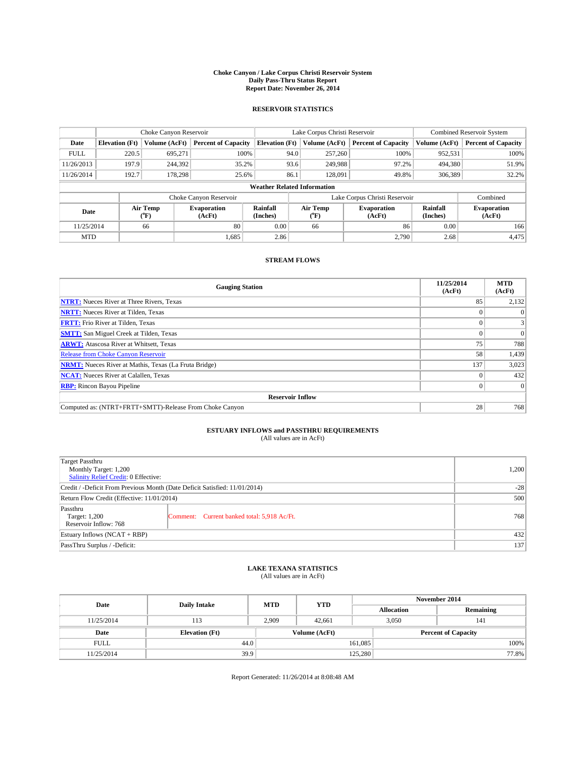**Choke Canyon / Lake Corpus Christi Reservoir System**
**Daily Pass-Thru Status Report**
**Report Date: November 26, 2014**

## RESERVOIR STATISTICS

| | Choke Canyon Reservoir | | | Lake Corpus Christi Reservoir | | | Combined Reservoir System | |
|---|---|---|---|---|---|---|---|---|
| Date | Elevation (Ft) | Volume (AcFt) | Percent of Capacity | Elevation (Ft) | Volume (AcFt) | Percent of Capacity | Volume (AcFt) | Percent of Capacity |
| FULL | 220.5 | 695,271 | 100% | 94.0 | 257,260 | 100% | 952,531 | 100% |
| 11/26/2013 | 197.9 | 244,392 | 35.2% | 93.6 | 249,988 | 97.2% | 494,380 | 51.9% |
| 11/26/2014 | 192.7 | 178,298 | 25.6% | 86.1 | 128,091 | 49.8% | 306,389 | 32.2% |

**Weather Related Information**

| | Choke Canyon Reservoir | | | Lake Corpus Christi Reservoir | | | Combined |
|---|---|---|---|---|---|---|---|
| Date | Air Temp (°F) | Evaporation (AcFt) | Rainfall (Inches) | Air Temp (°F) | Evaporation (AcFt) | Rainfall (Inches) | Evaporation (AcFt) |
| 11/25/2014 | 66 | 80 | 0.00 | 66 | 86 | 0.00 | 166 |
| MTD | | 1,685 | 2.86 | | 2,790 | 2.68 | 4,475 |

## STREAM FLOWS

| Gauging Station | 11/25/2014 (AcFt) | MTD (AcFt) |
|---|---|---|
| **NTRT:** Nueces River at Three Rivers, Texas | 85 | 2,132 |
| **NRTT:** Nueces River at Tilden, Texas | 0 | 0 |
| **FRTT:** Frio River at Tilden, Texas | 0 | 3 |
| **SMTT:** San Miguel Creek at Tilden, Texas | 0 | 0 |
| **ARWT:** Atascosa River at Whitsett, Texas | 75 | 788 |
| Release from Choke Canyon Reservoir | 58 | 1,439 |
| **NRMT:** Nueces River at Mathis, Texas (La Fruta Bridge) | 137 | 3,023 |
| **NCAT:** Nueces River at Calallen, Texas | 0 | 432 |
| **RBP:** Rincon Bayou Pipeline | 0 | 0 |
| **Reservoir Inflow** | | |
| Computed as: (NTRT+FRTT+SMTT)-Release From Choke Canyon | 28 | 768 |

## ESTUARY INFLOWS and PASSTHRU REQUIREMENTS

(All values are in AcFt)

| Item | Value |
|---|---|
| Target Passthru<br>Monthly Target: 1,200<br>Salinity Relief Credit: 0 Effective: | 1,200 |
| Credit / -Deficit From Previous Month (Date Deficit Satisfied: 11/01/2014) | -28 |
| Return Flow Credit (Effective: 11/01/2014) | 500 |
| Passthru<br>Target: 1,200<br>Reservoir Inflow: 768<br>Comment: Current banked total: 5,918 Ac/Ft. | 768 |
| Estuary Inflows (NCAT + RBP) | 432 |
| PassThru Surplus / -Deficit: | 137 |

## LAKE TEXANA STATISTICS

(All values are in AcFt)

| Date | Daily Intake | MTD | YTD | November 2014 Allocation | November 2014 Remaining |
|---|---|---|---|---|---|
| 11/25/2014 | 113 | 2,909 | 42,661 | 3,050 | 141 |

| Date | Elevation (Ft) | Volume (AcFt) | Percent of Capacity |
|---|---|---|---|
| FULL | 44.0 | 161,085 | 100% |
| 11/25/2014 | 39.9 | 125,280 | 77.8% |

Report Generated: 11/26/2014 at 8:08:48 AM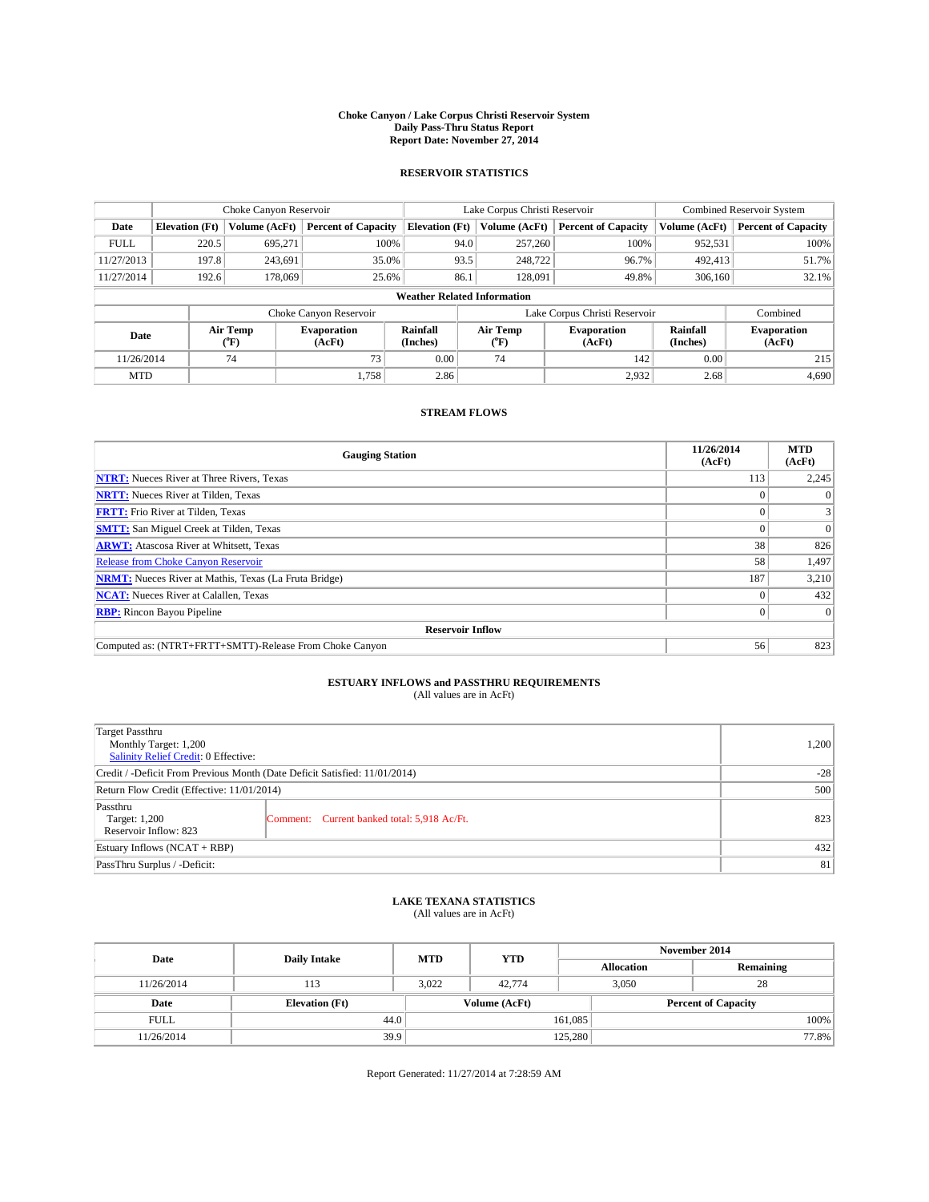**Choke Canyon / Lake Corpus Christi Reservoir System**
**Daily Pass-Thru Status Report**
**Report Date: November 27, 2014**

## RESERVOIR STATISTICS

| | Choke Canyon Reservoir | | | Lake Corpus Christi Reservoir | | | Combined Reservoir System | |
|---|---|---|---|---|---|---|---|---|
| Date | Elevation (Ft) | Volume (AcFt) | Percent of Capacity | Elevation (Ft) | Volume (AcFt) | Percent of Capacity | Volume (AcFt) | Percent of Capacity |
| FULL | 220.5 | 695,271 | 100% | 94.0 | 257,260 | 100% | 952,531 | 100% |
| 11/27/2013 | 197.8 | 243,691 | 35.0% | 93.5 | 248,722 | 96.7% | 492,413 | 51.7% |
| 11/27/2014 | 192.6 | 178,069 | 25.6% | 86.1 | 128,091 | 49.8% | 306,160 | 32.1% |

**Weather Related Information**

| | Choke Canyon Reservoir | | | Lake Corpus Christi Reservoir | | | Combined |
|---|---|---|---|---|---|---|---|
| Date | Air Temp (°F) | Evaporation (AcFt) | Rainfall (Inches) | Air Temp (°F) | Evaporation (AcFt) | Rainfall (Inches) | Evaporation (AcFt) |
| 11/26/2014 | 74 | 73 | 0.00 | 74 | 142 | 0.00 | 215 |
| MTD | | 1,758 | 2.86 | | 2,932 | 2.68 | 4,690 |

## STREAM FLOWS

| Gauging Station | 11/26/2014 (AcFt) | MTD (AcFt) |
|---|---|---|
| **NTRT:** Nueces River at Three Rivers, Texas | 113 | 2,245 |
| **NRTT:** Nueces River at Tilden, Texas | 0 | 0 |
| **FRTT:** Frio River at Tilden, Texas | 0 | 3 |
| **SMTT:** San Miguel Creek at Tilden, Texas | 0 | 0 |
| **ARWT:** Atascosa River at Whitsett, Texas | 38 | 826 |
| Release from Choke Canyon Reservoir | 58 | 1,497 |
| **NRMT:** Nueces River at Mathis, Texas (La Fruta Bridge) | 187 | 3,210 |
| **NCAT:** Nueces River at Calallen, Texas | 0 | 432 |
| **RBP:** Rincon Bayou Pipeline | 0 | 0 |
| **Reservoir Inflow** | | |
| Computed as: (NTRT+FRTT+SMTT)-Release From Choke Canyon | 56 | 823 |

## ESTUARY INFLOWS and PASSTHRU REQUIREMENTS

(All values are in AcFt)

| | | |
|---|---|---|
| Target Passthru<br>Monthly Target: 1,200<br>Salinity Relief Credit: 0 Effective: | | 1,200 |
| Credit / -Deficit From Previous Month (Date Deficit Satisfied: 11/01/2014) | | -28 |
| Return Flow Credit (Effective: 11/01/2014) | | 500 |
| Passthru<br>Target: 1,200<br>Reservoir Inflow: 823 | Comment: Current banked total: 5,918 Ac/Ft. | 823 |
| Estuary Inflows (NCAT + RBP) | | 432 |
| PassThru Surplus / -Deficit: | | 81 |

## LAKE TEXANA STATISTICS

(All values are in AcFt)

| Date | Daily Intake | MTD | YTD | November 2014 Allocation | November 2014 Remaining |
|---|---|---|---|---|---|
| 11/26/2014 | 113 | 3,022 | 42,774 | 3,050 | 28 |

| Date | Elevation (Ft) | Volume (AcFt) | Percent of Capacity |
|---|---|---|---|
| FULL | 44.0 | 161,085 | 100% |
| 11/26/2014 | 39.9 | 125,280 | 77.8% |

Report Generated: 11/27/2014 at 7:28:59 AM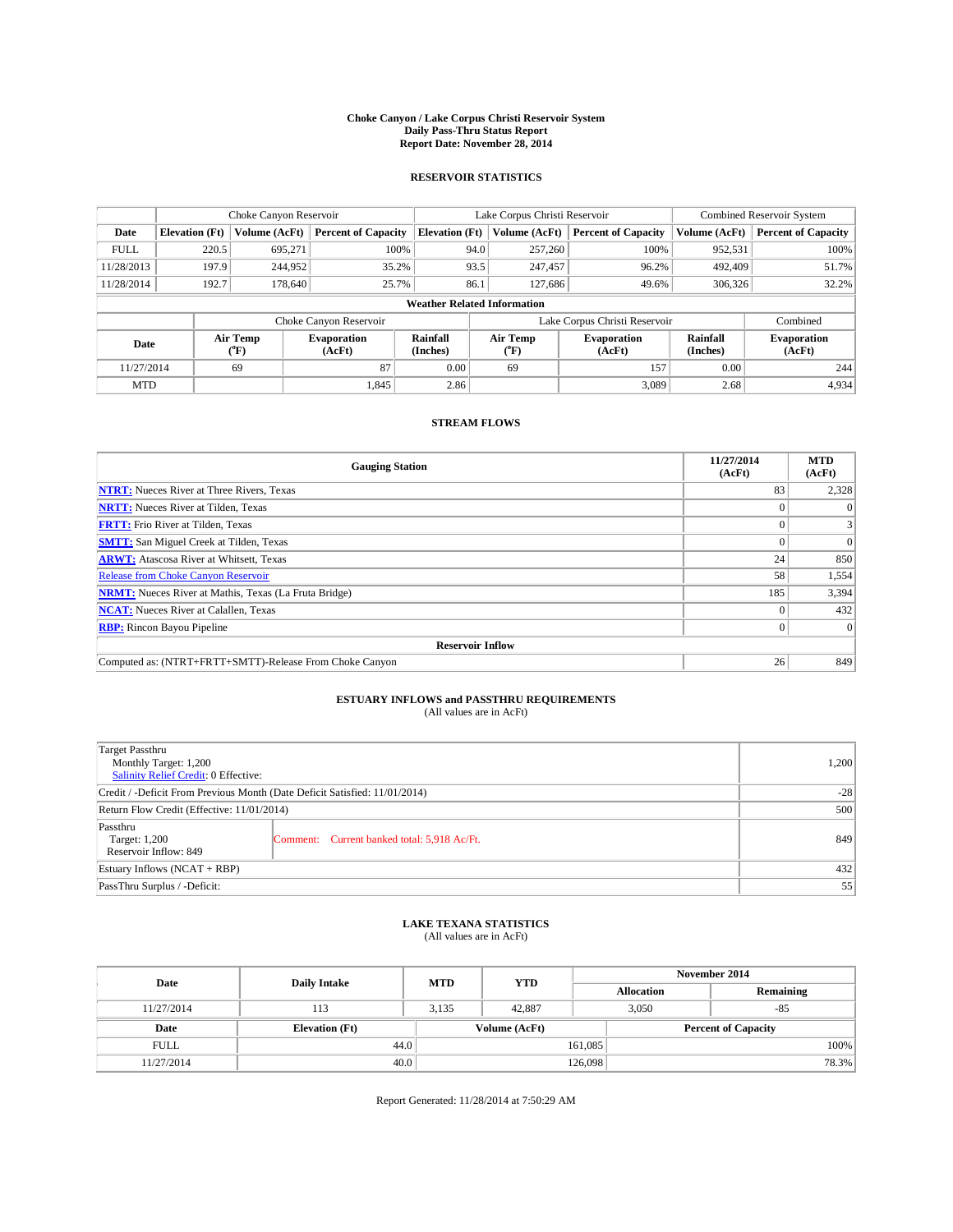**Choke Canyon / Lake Corpus Christi Reservoir System**
**Daily Pass-Thru Status Report**
**Report Date: November 28, 2014**

## RESERVOIR STATISTICS

| | Choke Canyon Reservoir | | | Lake Corpus Christi Reservoir | | | Combined Reservoir System | |
|---|---|---|---|---|---|---|---|---|
| **Date** | **Elevation (Ft)** | **Volume (AcFt)** | **Percent of Capacity** | **Elevation (Ft)** | **Volume (AcFt)** | **Percent of Capacity** | **Volume (AcFt)** | **Percent of Capacity** |
| FULL | 220.5 | 695,271 | 100% | 94.0 | 257,260 | 100% | 952,531 | 100% |
| 11/28/2013 | 197.9 | 244,952 | 35.2% | 93.5 | 247,457 | 96.2% | 492,409 | 51.7% |
| 11/28/2014 | 192.7 | 178,640 | 25.7% | 86.1 | 127,686 | 49.6% | 306,326 | 32.2% |

**Weather Related Information**

| | Choke Canyon Reservoir | | | Lake Corpus Christi Reservoir | | | Combined |
|---|---|---|---|---|---|---|---|
| **Date** | **Air Temp (°F)** | **Evaporation (AcFt)** | **Rainfall (Inches)** | **Air Temp (°F)** | **Evaporation (AcFt)** | **Rainfall (Inches)** | **Evaporation (AcFt)** |
| 11/27/2014 | 69 | 87 | 0.00 | 69 | 157 | 0.00 | 244 |
| MTD | | 1,845 | 2.86 | | 3,089 | 2.68 | 4,934 |

## STREAM FLOWS

| Gauging Station | 11/27/2014 (AcFt) | MTD (AcFt) |
|---|---|---|
| **NTRT:** Nueces River at Three Rivers, Texas | 83 | 2,328 |
| **NRTT:** Nueces River at Tilden, Texas | 0 | 0 |
| **FRTT:** Frio River at Tilden, Texas | 0 | 3 |
| **SMTT:** San Miguel Creek at Tilden, Texas | 0 | 0 |
| **ARWT:** Atascosa River at Whitsett, Texas | 24 | 850 |
| Release from Choke Canyon Reservoir | 58 | 1,554 |
| **NRMT:** Nueces River at Mathis, Texas (La Fruta Bridge) | 185 | 3,394 |
| **NCAT:** Nueces River at Calallen, Texas | 0 | 432 |
| **RBP:** Rincon Bayou Pipeline | 0 | 0 |
| **Reservoir Inflow** | | |
| Computed as: (NTRT+FRTT+SMTT)-Release From Choke Canyon | 26 | 849 |

## ESTUARY INFLOWS and PASSTHRU REQUIREMENTS
(All values are in AcFt)

| | | |
|---|---|---|
| Target Passthru<br>Monthly Target: 1,200<br>Salinity Relief Credit: 0 Effective: | | 1,200 |
| Credit / -Deficit From Previous Month (Date Deficit Satisfied: 11/01/2014) | | -28 |
| Return Flow Credit (Effective: 11/01/2014) | | 500 |
| Passthru<br>Target: 1,200<br>Reservoir Inflow: 849 | Comment: Current banked total: 5,918 Ac/Ft. | 849 |
| Estuary Inflows (NCAT + RBP) | | 432 |
| PassThru Surplus / -Deficit: | | 55 |

## LAKE TEXANA STATISTICS
(All values are in AcFt)

| Date | Daily Intake | MTD | YTD | November 2014 Allocation | November 2014 Remaining |
|---|---|---|---|---|---|
| 11/27/2014 | 113 | 3,135 | 42,887 | 3,050 | -85 |

| Date | Elevation (Ft) | Volume (AcFt) | Percent of Capacity |
|---|---|---|---|
| FULL | 44.0 | 161,085 | 100% |
| 11/27/2014 | 40.0 | 126,098 | 78.3% |

Report Generated: 11/28/2014 at 7:50:29 AM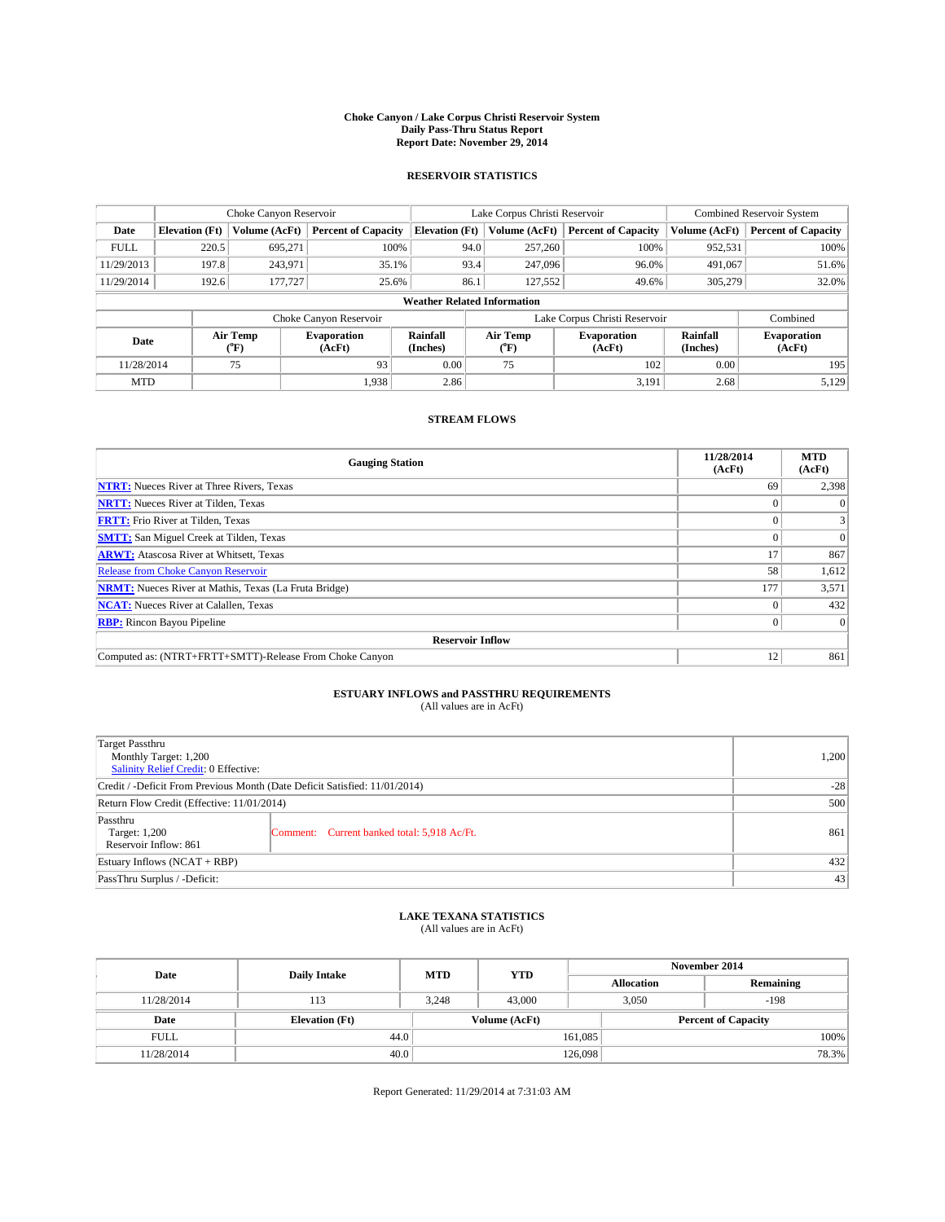**Choke Canyon / Lake Corpus Christi Reservoir System**
**Daily Pass-Thru Status Report**
**Report Date: November 29, 2014**

## RESERVOIR STATISTICS

| | Choke Canyon Reservoir | | | Lake Corpus Christi Reservoir | | | Combined Reservoir System | |
|---|---|---|---|---|---|---|---|---|
| **Date** | **Elevation (Ft)** | **Volume (AcFt)** | **Percent of Capacity** | **Elevation (Ft)** | **Volume (AcFt)** | **Percent of Capacity** | **Volume (AcFt)** | **Percent of Capacity** |
| FULL | 220.5 | 695,271 | 100% | 94.0 | 257,260 | 100% | 952,531 | 100% |
| 11/29/2013 | 197.8 | 243,971 | 35.1% | 93.4 | 247,096 | 96.0% | 491,067 | 51.6% |
| 11/29/2014 | 192.6 | 177,727 | 25.6% | 86.1 | 127,552 | 49.6% | 305,279 | 32.0% |

**Weather Related Information**

| | Choke Canyon Reservoir | | | Lake Corpus Christi Reservoir | | | Combined |
|---|---|---|---|---|---|---|---|
| **Date** | **Air Temp (°F)** | **Evaporation (AcFt)** | **Rainfall (Inches)** | **Air Temp (°F)** | **Evaporation (AcFt)** | **Rainfall (Inches)** | **Evaporation (AcFt)** |
| 11/28/2014 | 75 | 93 | 0.00 | 75 | 102 | 0.00 | 195 |
| MTD | | 1,938 | 2.86 | | 3,191 | 2.68 | 5,129 |

## STREAM FLOWS

| Gauging Station | 11/28/2014 (AcFt) | MTD (AcFt) |
|---|---|---|
| **NTRT:** Nueces River at Three Rivers, Texas | 69 | 2,398 |
| **NRTT:** Nueces River at Tilden, Texas | 0 | 0 |
| **FRTT:** Frio River at Tilden, Texas | 0 | 3 |
| **SMTT:** San Miguel Creek at Tilden, Texas | 0 | 0 |
| **ARWT:** Atascosa River at Whitsett, Texas | 17 | 867 |
| Release from Choke Canyon Reservoir | 58 | 1,612 |
| **NRMT:** Nueces River at Mathis, Texas (La Fruta Bridge) | 177 | 3,571 |
| **NCAT:** Nueces River at Calallen, Texas | 0 | 432 |
| **RBP:** Rincon Bayou Pipeline | 0 | 0 |
| **Reservoir Inflow** | | |
| Computed as: (NTRT+FRTT+SMTT)-Release From Choke Canyon | 12 | 861 |

## ESTUARY INFLOWS and PASSTHRU REQUIREMENTS
(All values are in AcFt)

| | | |
|---|---|---|
| Target Passthru<br>Monthly Target: 1,200<br>Salinity Relief Credit: 0 Effective: | | 1,200 |
| Credit / -Deficit From Previous Month (Date Deficit Satisfied: 11/01/2014) | | -28 |
| Return Flow Credit (Effective: 11/01/2014) | | 500 |
| Passthru<br>Target: 1,200<br>Reservoir Inflow: 861 | Comment: Current banked total: 5,918 Ac/Ft. | 861 |
| Estuary Inflows (NCAT + RBP) | | 432 |
| PassThru Surplus / -Deficit: | | 43 |

## LAKE TEXANA STATISTICS
(All values are in AcFt)

| Date | Daily Intake | MTD | YTD | November 2014 Allocation | November 2014 Remaining |
|---|---|---|---|---|---|
| 11/28/2014 | 113 | 3,248 | 43,000 | 3,050 | -198 |

| Date | Elevation (Ft) | Volume (AcFt) | Percent of Capacity |
|---|---|---|---|
| FULL | 44.0 | 161,085 | 100% |
| 11/28/2014 | 40.0 | 126,098 | 78.3% |

Report Generated: 11/29/2014 at 7:31:03 AM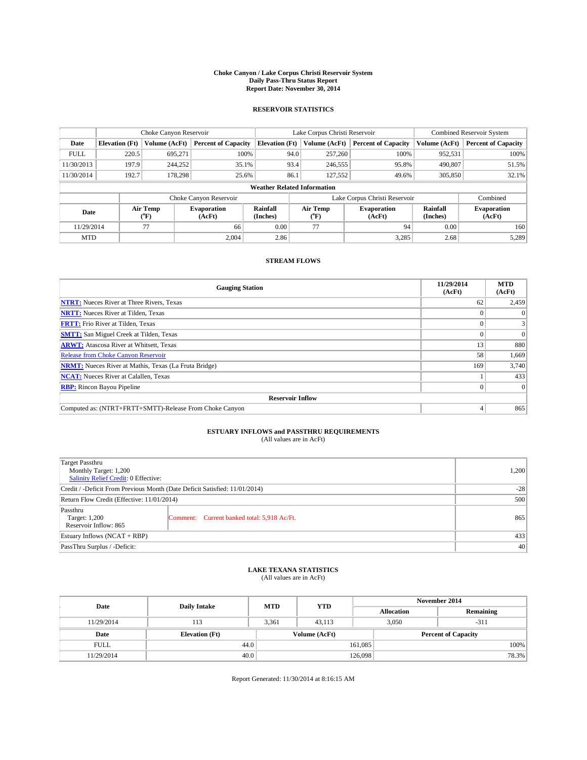**Choke Canyon / Lake Corpus Christi Reservoir System**
**Daily Pass-Thru Status Report**
**Report Date: November 30, 2014**

## RESERVOIR STATISTICS

| | Choke Canyon Reservoir | | | Lake Corpus Christi Reservoir | | | Combined Reservoir System | |
|---|---|---|---|---|---|---|---|---|
| Date | Elevation (Ft) | Volume (AcFt) | Percent of Capacity | Elevation (Ft) | Volume (AcFt) | Percent of Capacity | Volume (AcFt) | Percent of Capacity |
| FULL | 220.5 | 695,271 | 100% | 94.0 | 257,260 | 100% | 952,531 | 100% |
| 11/30/2013 | 197.9 | 244,252 | 35.1% | 93.4 | 246,555 | 95.8% | 490,807 | 51.5% |
| 11/30/2014 | 192.7 | 178,298 | 25.6% | 86.1 | 127,552 | 49.6% | 305,850 | 32.1% |

**Weather Related Information**

| | Choke Canyon Reservoir | | | Lake Corpus Christi Reservoir | | | Combined |
|---|---|---|---|---|---|---|---|
| Date | Air Temp (°F) | Evaporation (AcFt) | Rainfall (Inches) | Air Temp (°F) | Evaporation (AcFt) | Rainfall (Inches) | Evaporation (AcFt) |
| 11/29/2014 | 77 | 66 | 0.00 | 77 | 94 | 0.00 | 160 |
| MTD | | 2,004 | 2.86 | | 3,285 | 2.68 | 5,289 |

## STREAM FLOWS

| Gauging Station | 11/29/2014 (AcFt) | MTD (AcFt) |
|---|---|---|
| NTRT: Nueces River at Three Rivers, Texas | 62 | 2,459 |
| NRTT: Nueces River at Tilden, Texas | 0 | 0 |
| FRTT: Frio River at Tilden, Texas | 0 | 3 |
| SMTT: San Miguel Creek at Tilden, Texas | 0 | 0 |
| ARWT: Atascosa River at Whitsett, Texas | 13 | 880 |
| Release from Choke Canyon Reservoir | 58 | 1,669 |
| NRMT: Nueces River at Mathis, Texas (La Fruta Bridge) | 169 | 3,740 |
| NCAT: Nueces River at Calallen, Texas | 1 | 433 |
| RBP: Rincon Bayou Pipeline | 0 | 0 |
| **Reservoir Inflow** | | |
| Computed as: (NTRT+FRTT+SMTT)-Release From Choke Canyon | 4 | 865 |

## ESTUARY INFLOWS and PASSTHRU REQUIREMENTS

(All values are in AcFt)

| | | |
|---|---|---|
| Target Passthru<br>Monthly Target: 1,200<br>Salinity Relief Credit: 0 Effective: | | 1,200 |
| Credit / -Deficit From Previous Month (Date Deficit Satisfied: 11/01/2014) | | -28 |
| Return Flow Credit (Effective: 11/01/2014) | | 500 |
| Passthru<br>Target: 1,200<br>Reservoir Inflow: 865 | Comment: Current banked total: 5,918 Ac/Ft. | 865 |
| Estuary Inflows (NCAT + RBP) | | 433 |
| PassThru Surplus / -Deficit: | | 40 |

## LAKE TEXANA STATISTICS

(All values are in AcFt)

| Date | Daily Intake | MTD | YTD | November 2014 Allocation | November 2014 Remaining |
|---|---|---|---|---|---|
| 11/29/2014 | 113 | 3,361 | 43,113 | 3,050 | -311 |

| Date | Elevation (Ft) | Volume (AcFt) | Percent of Capacity |
|---|---|---|---|
| FULL | 44.0 | 161,085 | 100% |
| 11/29/2014 | 40.0 | 126,098 | 78.3% |

Report Generated: 11/30/2014 at 8:16:15 AM